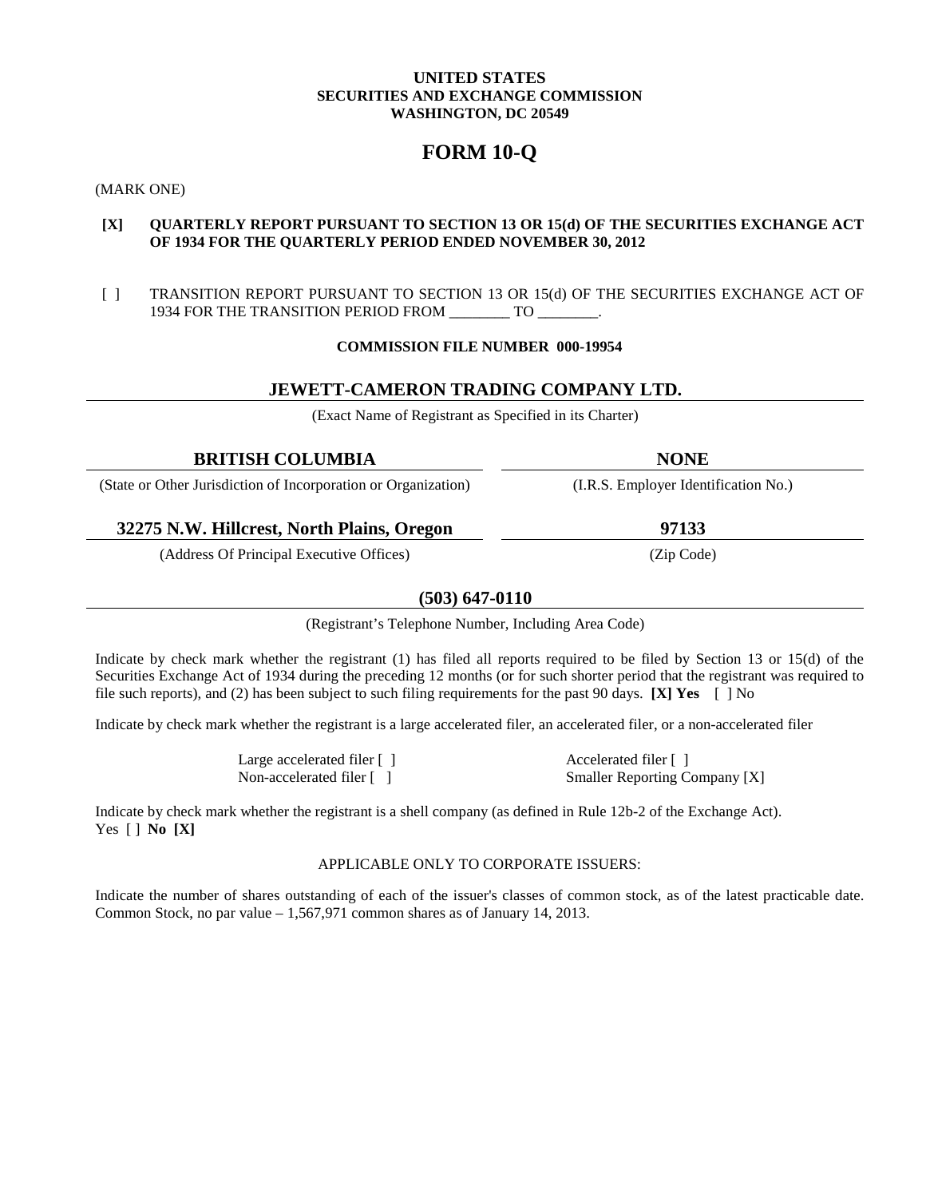**UNITED STATES**
**SECURITIES AND EXCHANGE COMMISSION**
**WASHINGTON, DC 20549**

# FORM 10-Q

(MARK ONE)

**[X] QUARTERLY REPORT PURSUANT TO SECTION 13 OR 15(d) OF THE SECURITIES EXCHANGE ACT OF 1934 FOR THE QUARTERLY PERIOD ENDED NOVEMBER 30, 2012**

[ ] TRANSITION REPORT PURSUANT TO SECTION 13 OR 15(d) OF THE SECURITIES EXCHANGE ACT OF 1934 FOR THE TRANSITION PERIOD FROM ________ TO ________.

**COMMISSION FILE NUMBER 000-19954**

## JEWETT-CAMERON TRADING COMPANY LTD.

(Exact Name of Registrant as Specified in its Charter)

| **BRITISH COLUMBIA** | **NONE** |
|---|---|
| (State or Other Jurisdiction of Incorporation or Organization) | (I.R.S. Employer Identification No.) |
| **32275 N.W. Hillcrest, North Plains, Oregon** | **97133** |
| (Address Of Principal Executive Offices) | (Zip Code) |

**(503) 647-0110**

(Registrant's Telephone Number, Including Area Code)

Indicate by check mark whether the registrant (1) has filed all reports required to be filed by Section 13 or 15(d) of the Securities Exchange Act of 1934 during the preceding 12 months (or for such shorter period that the registrant was required to file such reports), and (2) has been subject to such filing requirements for the past 90 days. **[X] Yes** [ ] No

Indicate by check mark whether the registrant is a large accelerated filer, an accelerated filer, or a non-accelerated filer

| | |
|---|---|
| Large accelerated filer [ ] | Accelerated filer [ ] |
| Non-accelerated filer [ ] | Smaller Reporting Company [X] |

Indicate by check mark whether the registrant is a shell company (as defined in Rule 12b-2 of the Exchange Act).
Yes [ ] **No [X]**

APPLICABLE ONLY TO CORPORATE ISSUERS:

Indicate the number of shares outstanding of each of the issuer's classes of common stock, as of the latest practicable date. Common Stock, no par value – 1,567,971 common shares as of January 14, 2013.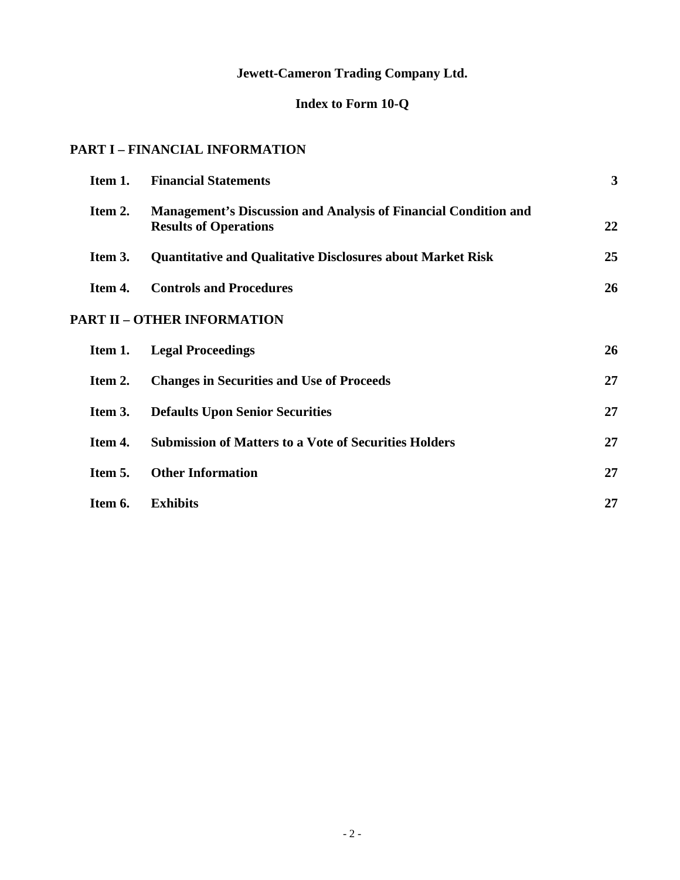# Jewett-Cameron Trading Company Ltd.

## Index to Form 10-Q

### PART I – FINANCIAL INFORMATION

| | | |
|---|---|---|
| **Item 1.** | **Financial Statements** | **3** |
| **Item 2.** | **Management's Discussion and Analysis of Financial Condition and Results of Operations** | **22** |
| **Item 3.** | **Quantitative and Qualitative Disclosures about Market Risk** | **25** |
| **Item 4.** | **Controls and Procedures** | **26** |

### PART II – OTHER INFORMATION

| | | |
|---|---|---|
| **Item 1.** | **Legal Proceedings** | **26** |
| **Item 2.** | **Changes in Securities and Use of Proceeds** | **27** |
| **Item 3.** | **Defaults Upon Senior Securities** | **27** |
| **Item 4.** | **Submission of Matters to a Vote of Securities Holders** | **27** |
| **Item 5.** | **Other Information** | **27** |
| **Item 6.** | **Exhibits** | **27** |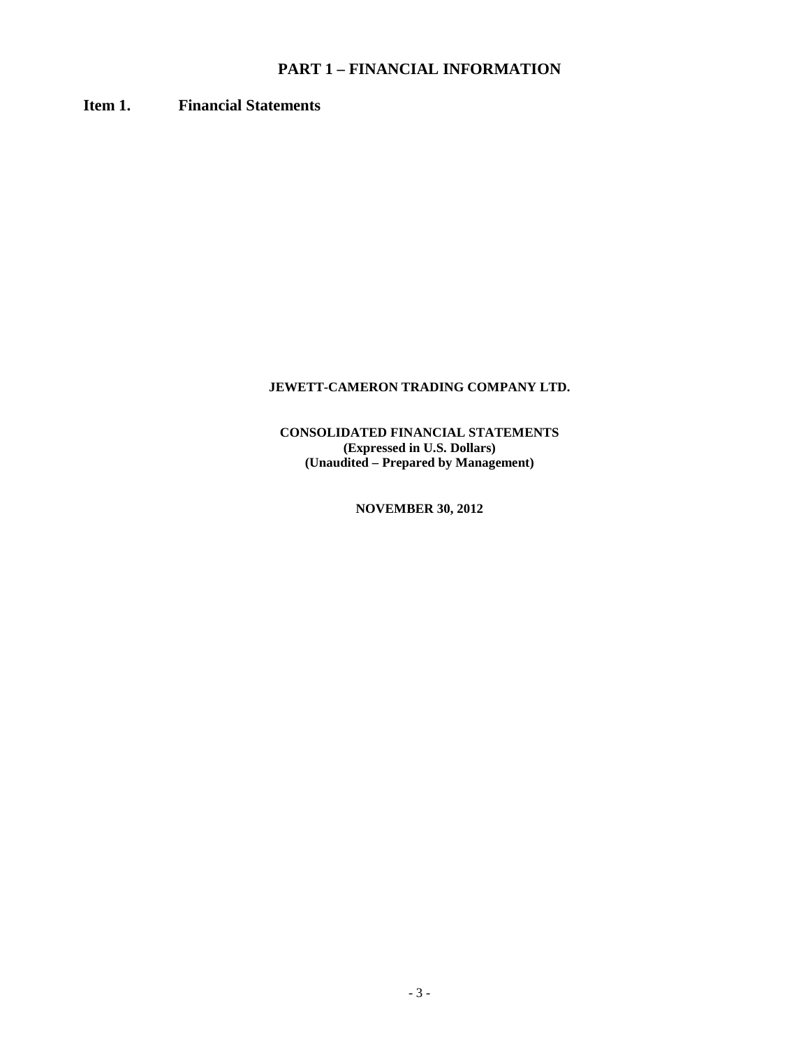# PART 1 – FINANCIAL INFORMATION

## Item 1. Financial Statements

**JEWETT-CAMERON TRADING COMPANY LTD.**

**CONSOLIDATED FINANCIAL STATEMENTS**
**(Expressed in U.S. Dollars)**
**(Unaudited – Prepared by Management)**

**NOVEMBER 30, 2012**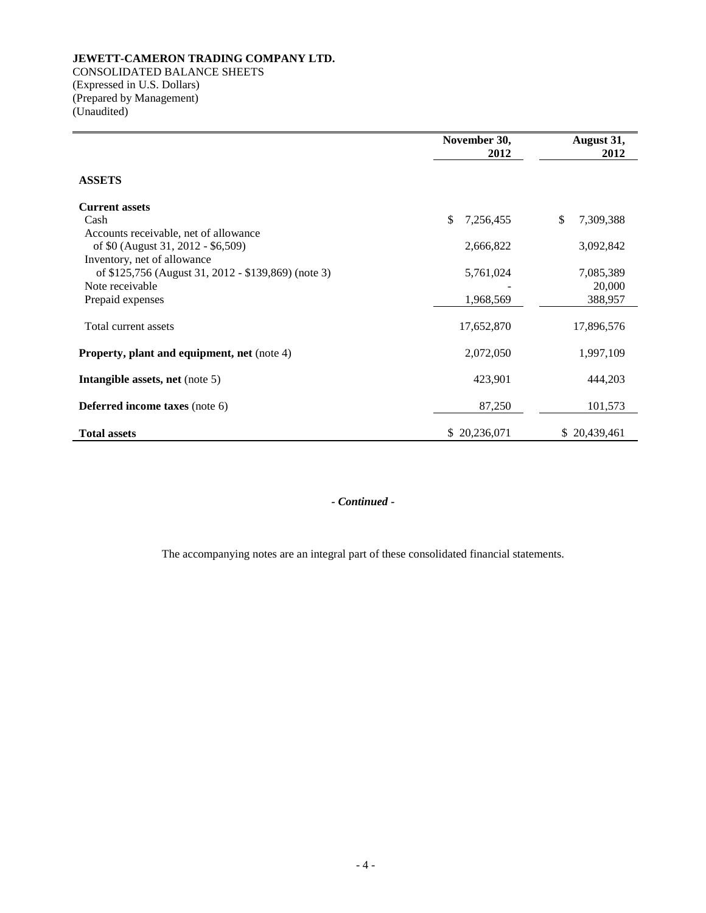**JEWETT-CAMERON TRADING COMPANY LTD.**
CONSOLIDATED BALANCE SHEETS
(Expressed in U.S. Dollars)
(Prepared by Management)
(Unaudited)

| | November 30, 2012 | August 31, 2012 |
|---|---|---|
| **ASSETS** | | |
| **Current assets** | | |
| Cash | $ 7,256,455 | $ 7,309,388 |
| Accounts receivable, net of allowance of $0 (August 31, 2012 - $6,509) | 2,666,822 | 3,092,842 |
| Inventory, net of allowance of $125,756 (August 31, 2012 - $139,869) (note 3) | 5,761,024 | 7,085,389 |
| Note receivable | - | 20,000 |
| Prepaid expenses | 1,968,569 | 388,957 |
| Total current assets | 17,652,870 | 17,896,576 |
| **Property, plant and equipment, net** (note 4) | 2,072,050 | 1,997,109 |
| **Intangible assets, net** (note 5) | 423,901 | 444,203 |
| **Deferred income taxes** (note 6) | 87,250 | 101,573 |
| **Total assets** | $ 20,236,071 | $ 20,439,461 |

*- Continued -*

The accompanying notes are an integral part of these consolidated financial statements.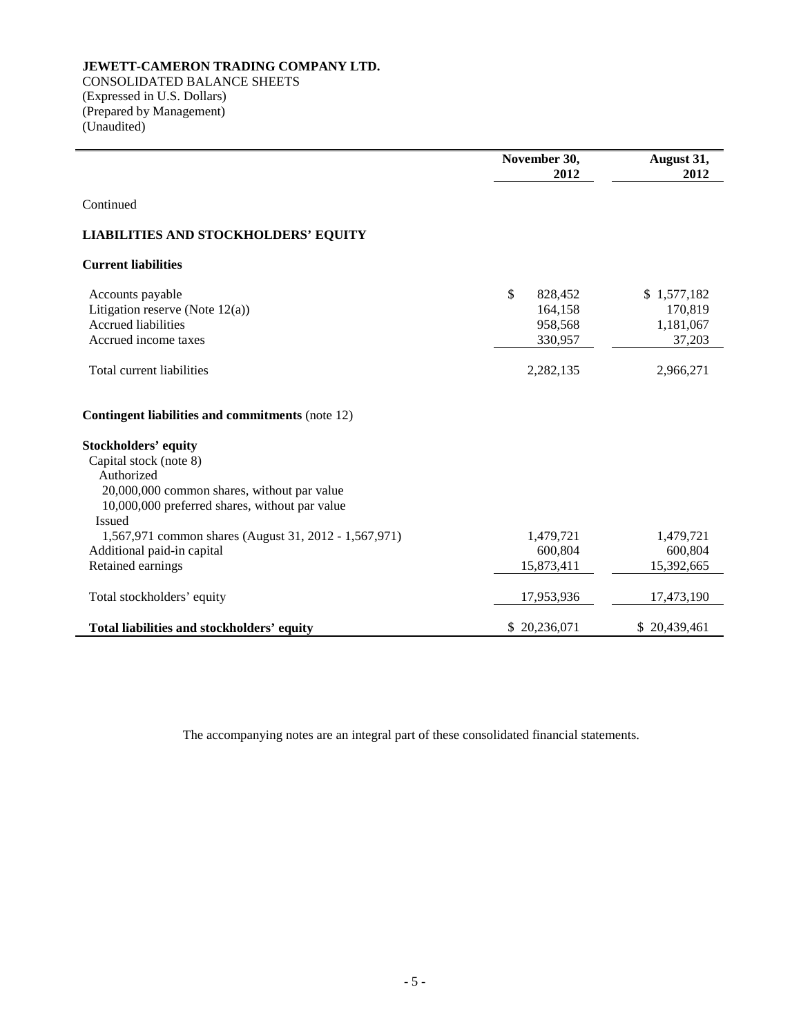**JEWETT-CAMERON TRADING COMPANY LTD.**
CONSOLIDATED BALANCE SHEETS
(Expressed in U.S. Dollars)
(Prepared by Management)
(Unaudited)

| | November 30, 2012 | August 31, 2012 |
|---|---|---|
| Continued | | |
| **LIABILITIES AND STOCKHOLDERS' EQUITY** | | |
| **Current liabilities** | | |
| Accounts payable | $ 828,452 | $ 1,577,182 |
| Litigation reserve (Note 12(a)) | 164,158 | 170,819 |
| Accrued liabilities | 958,568 | 1,181,067 |
| Accrued income taxes | 330,957 | 37,203 |
| Total current liabilities | 2,282,135 | 2,966,271 |
| **Contingent liabilities and commitments** (note 12) | | |
| **Stockholders' equity** | | |
| Capital stock (note 8) | | |
| Authorized | | |
| 20,000,000 common shares, without par value | | |
| 10,000,000 preferred shares, without par value | | |
| Issued | | |
| 1,567,971 common shares (August 31, 2012 - 1,567,971) | 1,479,721 | 1,479,721 |
| Additional paid-in capital | 600,804 | 600,804 |
| Retained earnings | 15,873,411 | 15,392,665 |
| Total stockholders' equity | 17,953,936 | 17,473,190 |
| **Total liabilities and stockholders' equity** | $ 20,236,071 | $ 20,439,461 |

The accompanying notes are an integral part of these consolidated financial statements.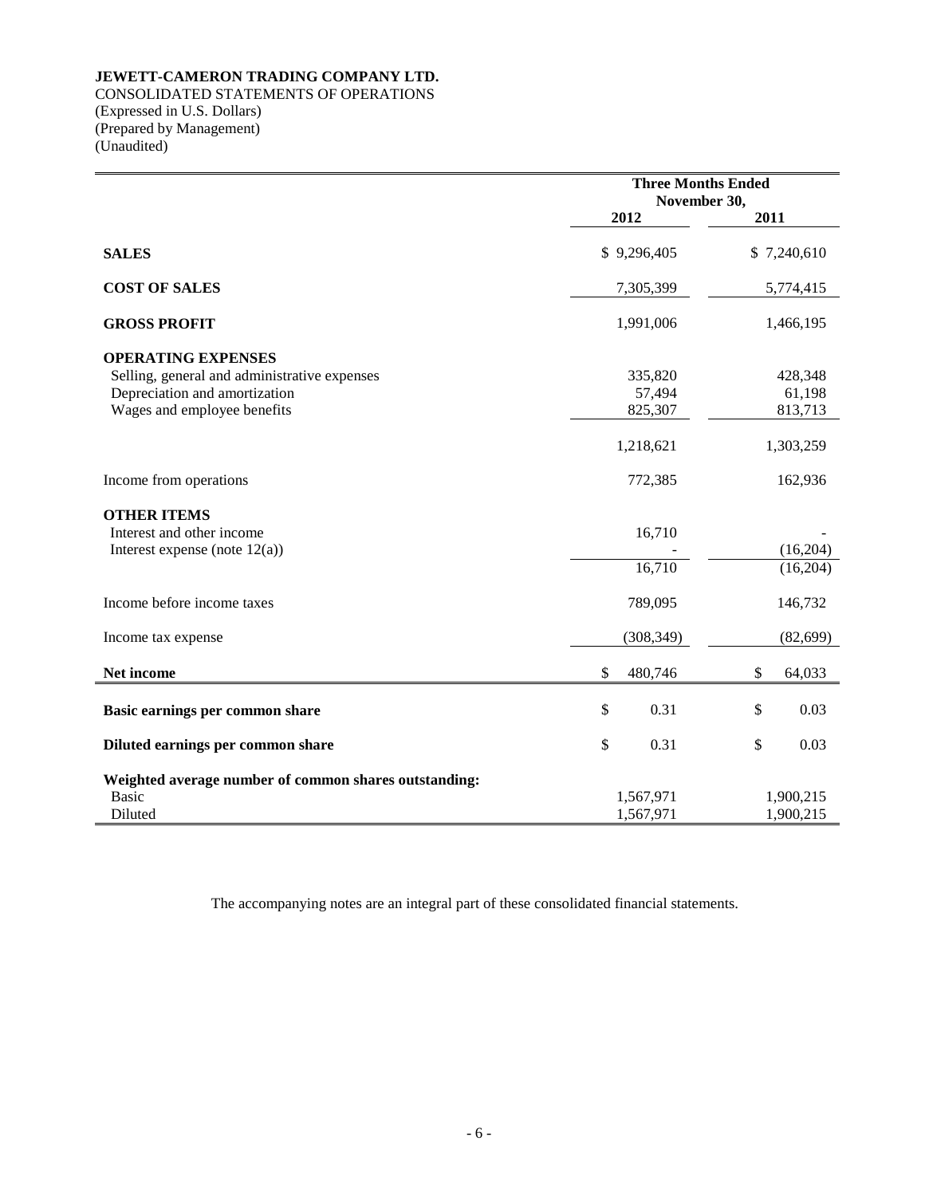**JEWETT-CAMERON TRADING COMPANY LTD.**
CONSOLIDATED STATEMENTS OF OPERATIONS
(Expressed in U.S. Dollars)
(Prepared by Management)
(Unaudited)

| | Three Months Ended November 30, | |
|---|---|---|
| | **2012** | **2011** |
| **SALES** | $ 9,296,405 | $ 7,240,610 |
| **COST OF SALES** | 7,305,399 | 5,774,415 |
| **GROSS PROFIT** | 1,991,006 | 1,466,195 |
| **OPERATING EXPENSES** | | |
| Selling, general and administrative expenses | 335,820 | 428,348 |
| Depreciation and amortization | 57,494 | 61,198 |
| Wages and employee benefits | 825,307 | 813,713 |
| | 1,218,621 | 1,303,259 |
| Income from operations | 772,385 | 162,936 |
| **OTHER ITEMS** | | |
| Interest and other income | 16,710 | - |
| Interest expense (note 12(a)) | - | (16,204) |
| | 16,710 | (16,204) |
| Income before income taxes | 789,095 | 146,732 |
| Income tax expense | (308,349) | (82,699) |
| **Net income** | $ 480,746 | $ 64,033 |
| **Basic earnings per common share** | $ 0.31 | $ 0.03 |
| **Diluted earnings per common share** | $ 0.31 | $ 0.03 |
| **Weighted average number of common shares outstanding:** | | |
| Basic | 1,567,971 | 1,900,215 |
| Diluted | 1,567,971 | 1,900,215 |

The accompanying notes are an integral part of these consolidated financial statements.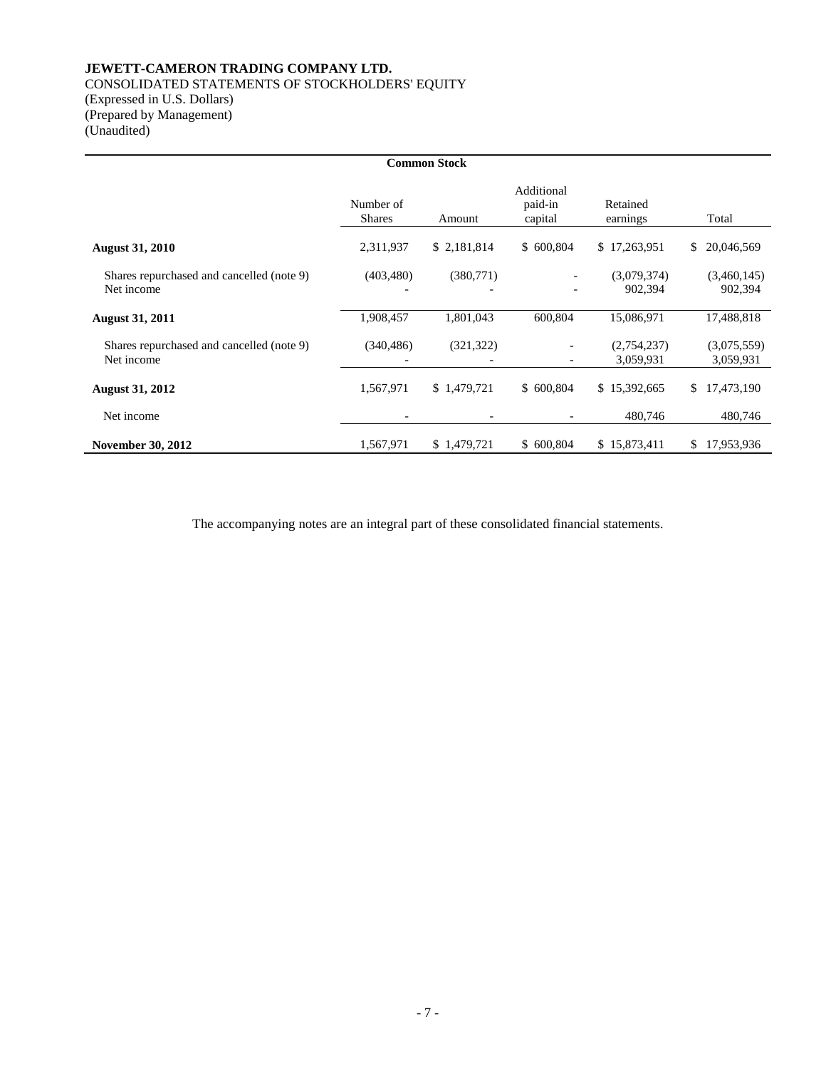**JEWETT-CAMERON TRADING COMPANY LTD.**
CONSOLIDATED STATEMENTS OF STOCKHOLDERS' EQUITY
(Expressed in U.S. Dollars)
(Prepared by Management)
(Unaudited)

| | Common Stock | | | | |
|---|---|---|---|---|---|
| | Number of Shares | Amount | Additional paid-in capital | Retained earnings | Total |
| **August 31, 2010** | 2,311,937 | $ 2,181,814 | $ 600,804 | $ 17,263,951 | $ 20,046,569 |
| Shares repurchased and cancelled (note 9) | (403,480) | (380,771) | - | (3,079,374) | (3,460,145) |
| Net income | - | - | - | 902,394 | 902,394 |
| **August 31, 2011** | 1,908,457 | 1,801,043 | 600,804 | 15,086,971 | 17,488,818 |
| Shares repurchased and cancelled (note 9) | (340,486) | (321,322) | - | (2,754,237) | (3,075,559) |
| Net income | - | - | - | 3,059,931 | 3,059,931 |
| **August 31, 2012** | 1,567,971 | $ 1,479,721 | $ 600,804 | $ 15,392,665 | $ 17,473,190 |
| Net income | - | - | - | 480,746 | 480,746 |
| **November 30, 2012** | 1,567,971 | $ 1,479,721 | $ 600,804 | $ 15,873,411 | $ 17,953,936 |

The accompanying notes are an integral part of these consolidated financial statements.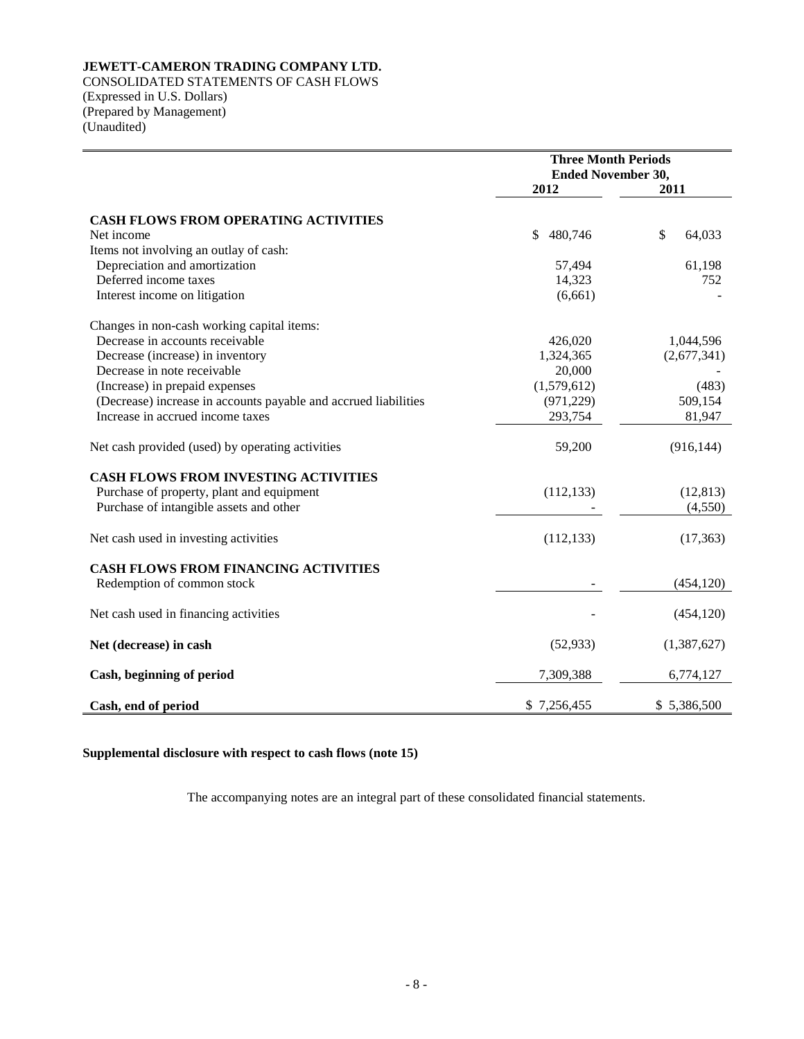**JEWETT-CAMERON TRADING COMPANY LTD.**
CONSOLIDATED STATEMENTS OF CASH FLOWS
(Expressed in U.S. Dollars)
(Prepared by Management)
(Unaudited)

| | Three Month Periods Ended November 30, | |
|---|---|---|
| | 2012 | 2011 |
| **CASH FLOWS FROM OPERATING ACTIVITIES** | | |
| Net income | $ 480,746 | $ 64,033 |
| Items not involving an outlay of cash: | | |
| Depreciation and amortization | 57,494 | 61,198 |
| Deferred income taxes | 14,323 | 752 |
| Interest income on litigation | (6,661) | - |
| Changes in non-cash working capital items: | | |
| Decrease in accounts receivable | 426,020 | 1,044,596 |
| Decrease (increase) in inventory | 1,324,365 | (2,677,341) |
| Decrease in note receivable | 20,000 | - |
| (Increase) in prepaid expenses | (1,579,612) | (483) |
| (Decrease) increase in accounts payable and accrued liabilities | (971,229) | 509,154 |
| Increase in accrued income taxes | 293,754 | 81,947 |
| Net cash provided (used) by operating activities | 59,200 | (916,144) |
| **CASH FLOWS FROM INVESTING ACTIVITIES** | | |
| Purchase of property, plant and equipment | (112,133) | (12,813) |
| Purchase of intangible assets and other | - | (4,550) |
| Net cash used in investing activities | (112,133) | (17,363) |
| **CASH FLOWS FROM FINANCING ACTIVITIES** | | |
| Redemption of common stock | - | (454,120) |
| Net cash used in financing activities | - | (454,120) |
| **Net (decrease) in cash** | (52,933) | (1,387,627) |
| **Cash, beginning of period** | 7,309,388 | 6,774,127 |
| **Cash, end of period** | $ 7,256,455 | $ 5,386,500 |

**Supplemental disclosure with respect to cash flows (note 15)**

The accompanying notes are an integral part of these consolidated financial statements.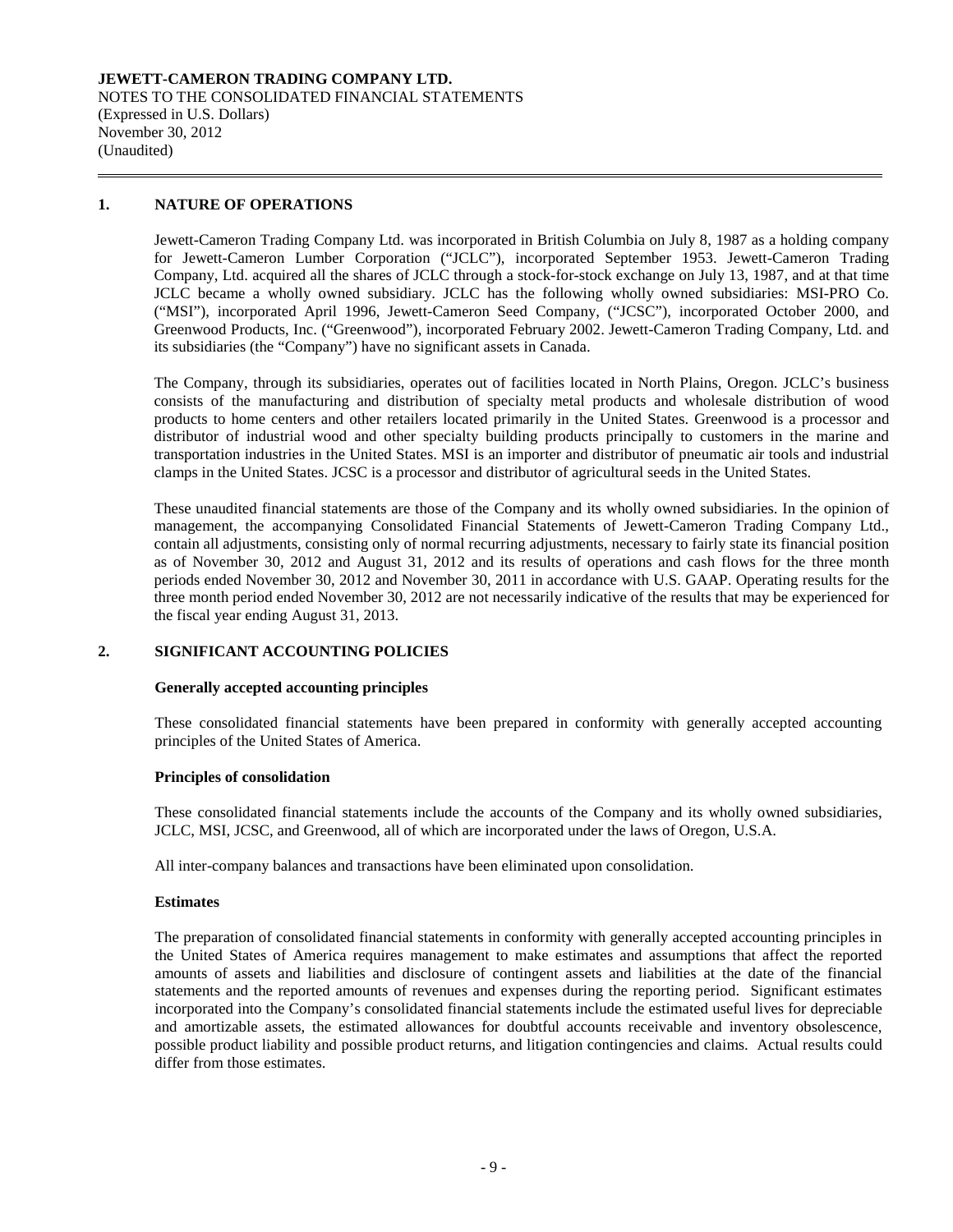**JEWETT-CAMERON TRADING COMPANY LTD.**
NOTES TO THE CONSOLIDATED FINANCIAL STATEMENTS
(Expressed in U.S. Dollars)
November 30, 2012
(Unaudited)

## 1. NATURE OF OPERATIONS

Jewett-Cameron Trading Company Ltd. was incorporated in British Columbia on July 8, 1987 as a holding company for Jewett-Cameron Lumber Corporation ("JCLC"), incorporated September 1953. Jewett-Cameron Trading Company, Ltd. acquired all the shares of JCLC through a stock-for-stock exchange on July 13, 1987, and at that time JCLC became a wholly owned subsidiary. JCLC has the following wholly owned subsidiaries: MSI-PRO Co. ("MSI"), incorporated April 1996, Jewett-Cameron Seed Company, ("JCSC"), incorporated October 2000, and Greenwood Products, Inc. ("Greenwood"), incorporated February 2002. Jewett-Cameron Trading Company, Ltd. and its subsidiaries (the "Company") have no significant assets in Canada.

The Company, through its subsidiaries, operates out of facilities located in North Plains, Oregon. JCLC's business consists of the manufacturing and distribution of specialty metal products and wholesale distribution of wood products to home centers and other retailers located primarily in the United States. Greenwood is a processor and distributor of industrial wood and other specialty building products principally to customers in the marine and transportation industries in the United States. MSI is an importer and distributor of pneumatic air tools and industrial clamps in the United States. JCSC is a processor and distributor of agricultural seeds in the United States.

These unaudited financial statements are those of the Company and its wholly owned subsidiaries. In the opinion of management, the accompanying Consolidated Financial Statements of Jewett-Cameron Trading Company Ltd., contain all adjustments, consisting only of normal recurring adjustments, necessary to fairly state its financial position as of November 30, 2012 and August 31, 2012 and its results of operations and cash flows for the three month periods ended November 30, 2012 and November 30, 2011 in accordance with U.S. GAAP. Operating results for the three month period ended November 30, 2012 are not necessarily indicative of the results that may be experienced for the fiscal year ending August 31, 2013.

## 2. SIGNIFICANT ACCOUNTING POLICIES

**Generally accepted accounting principles**

These consolidated financial statements have been prepared in conformity with generally accepted accounting principles of the United States of America.

**Principles of consolidation**

These consolidated financial statements include the accounts of the Company and its wholly owned subsidiaries, JCLC, MSI, JCSC, and Greenwood, all of which are incorporated under the laws of Oregon, U.S.A.

All inter-company balances and transactions have been eliminated upon consolidation.

**Estimates**

The preparation of consolidated financial statements in conformity with generally accepted accounting principles in the United States of America requires management to make estimates and assumptions that affect the reported amounts of assets and liabilities and disclosure of contingent assets and liabilities at the date of the financial statements and the reported amounts of revenues and expenses during the reporting period. Significant estimates incorporated into the Company's consolidated financial statements include the estimated useful lives for depreciable and amortizable assets, the estimated allowances for doubtful accounts receivable and inventory obsolescence, possible product liability and possible product returns, and litigation contingencies and claims. Actual results could differ from those estimates.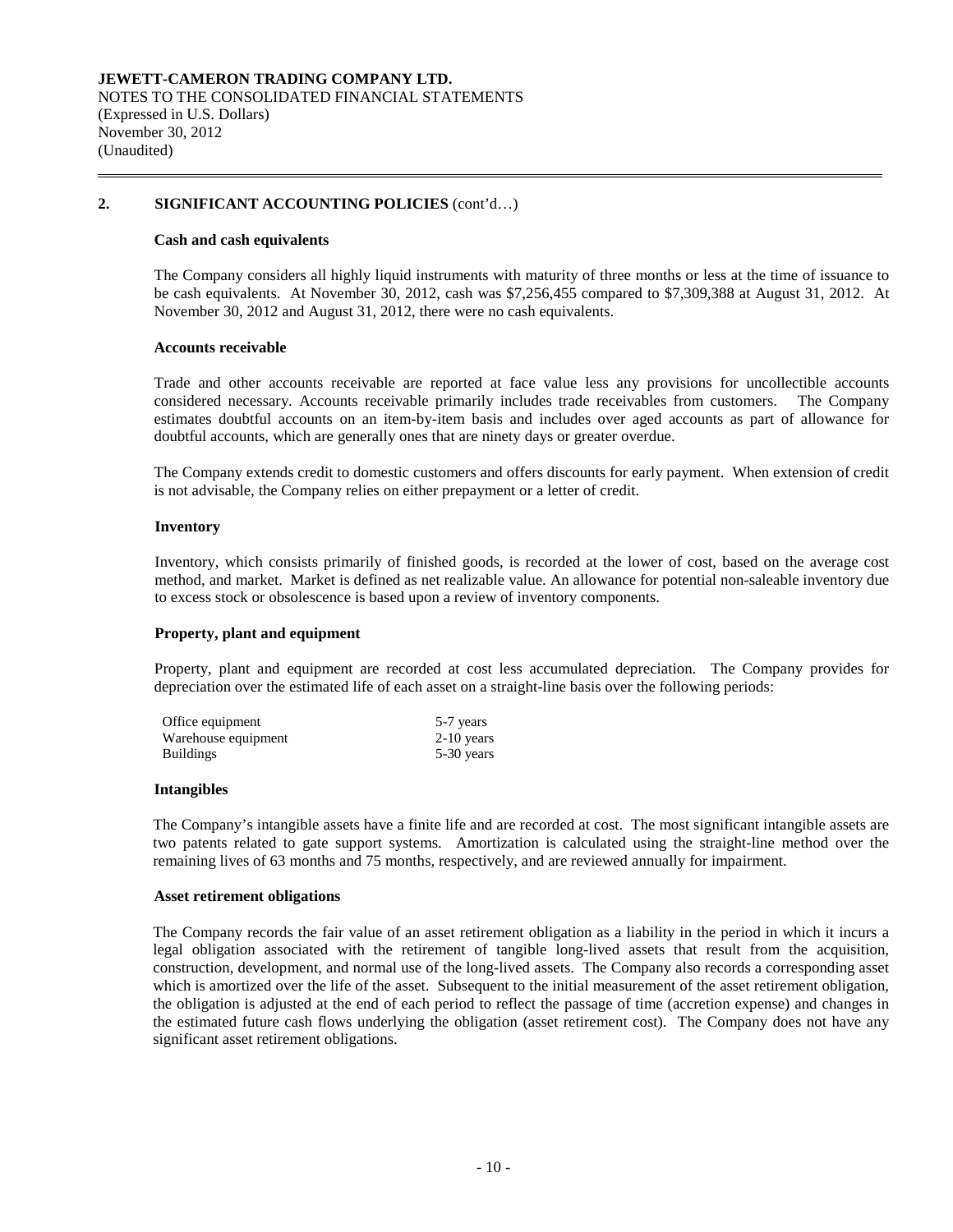## 2. SIGNIFICANT ACCOUNTING POLICIES (cont'd…)

### Cash and cash equivalents

The Company considers all highly liquid instruments with maturity of three months or less at the time of issuance to be cash equivalents. At November 30, 2012, cash was $7,256,455 compared to $7,309,388 at August 31, 2012. At November 30, 2012 and August 31, 2012, there were no cash equivalents.

### Accounts receivable

Trade and other accounts receivable are reported at face value less any provisions for uncollectible accounts considered necessary. Accounts receivable primarily includes trade receivables from customers. The Company estimates doubtful accounts on an item-by-item basis and includes over aged accounts as part of allowance for doubtful accounts, which are generally ones that are ninety days or greater overdue.

The Company extends credit to domestic customers and offers discounts for early payment. When extension of credit is not advisable, the Company relies on either prepayment or a letter of credit.

### Inventory

Inventory, which consists primarily of finished goods, is recorded at the lower of cost, based on the average cost method, and market. Market is defined as net realizable value. An allowance for potential non-saleable inventory due to excess stock or obsolescence is based upon a review of inventory components.

### Property, plant and equipment

Property, plant and equipment are recorded at cost less accumulated depreciation. The Company provides for depreciation over the estimated life of each asset on a straight-line basis over the following periods:

| | |
|---|---|
| Office equipment | 5-7 years |
| Warehouse equipment | 2-10 years |
| Buildings | 5-30 years |

### Intangibles

The Company's intangible assets have a finite life and are recorded at cost. The most significant intangible assets are two patents related to gate support systems. Amortization is calculated using the straight-line method over the remaining lives of 63 months and 75 months, respectively, and are reviewed annually for impairment.

### Asset retirement obligations

The Company records the fair value of an asset retirement obligation as a liability in the period in which it incurs a legal obligation associated with the retirement of tangible long-lived assets that result from the acquisition, construction, development, and normal use of the long-lived assets. The Company also records a corresponding asset which is amortized over the life of the asset. Subsequent to the initial measurement of the asset retirement obligation, the obligation is adjusted at the end of each period to reflect the passage of time (accretion expense) and changes in the estimated future cash flows underlying the obligation (asset retirement cost). The Company does not have any significant asset retirement obligations.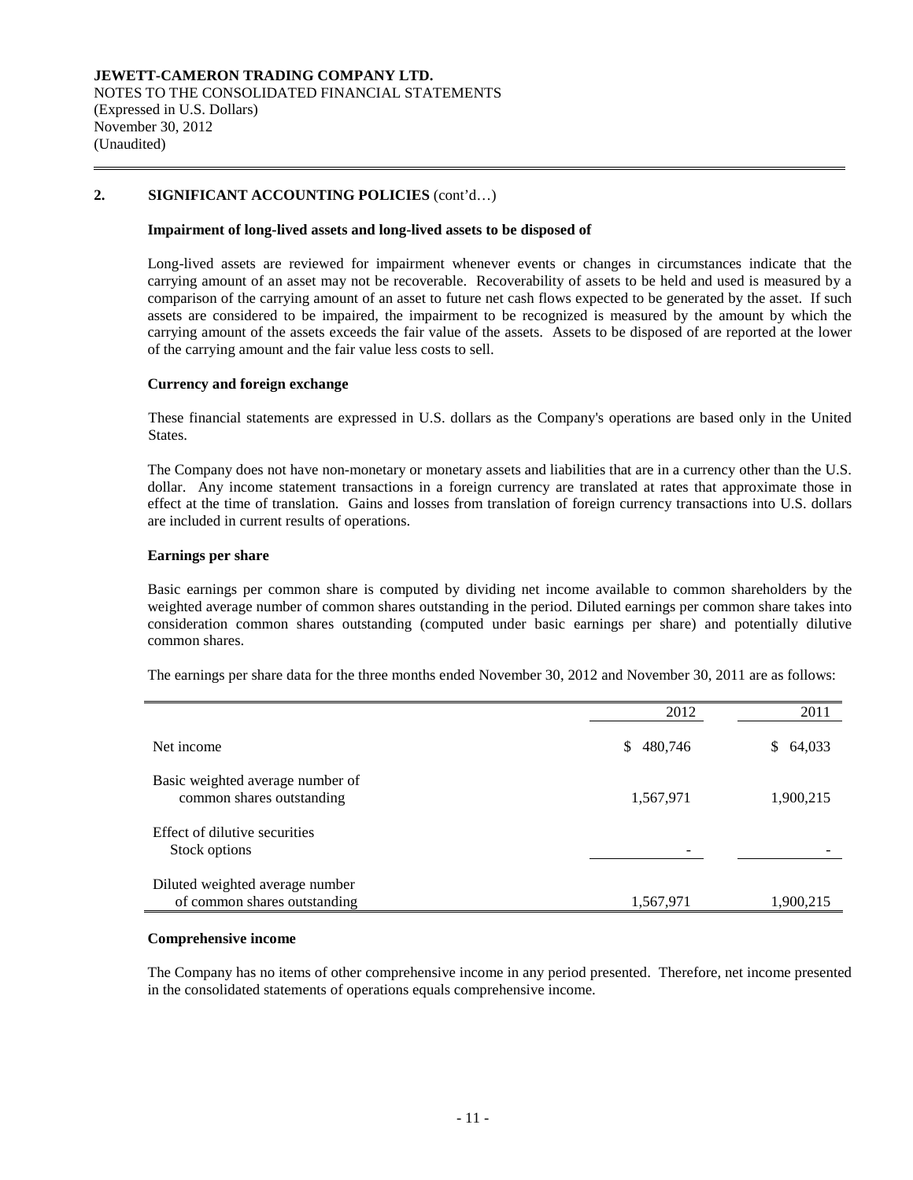**JEWETT-CAMERON TRADING COMPANY LTD.**
NOTES TO THE CONSOLIDATED FINANCIAL STATEMENTS
(Expressed in U.S. Dollars)
November 30, 2012
(Unaudited)

## 2. SIGNIFICANT ACCOUNTING POLICIES (cont'd…)

**Impairment of long-lived assets and long-lived assets to be disposed of**

Long-lived assets are reviewed for impairment whenever events or changes in circumstances indicate that the carrying amount of an asset may not be recoverable. Recoverability of assets to be held and used is measured by a comparison of the carrying amount of an asset to future net cash flows expected to be generated by the asset. If such assets are considered to be impaired, the impairment to be recognized is measured by the amount by which the carrying amount of the assets exceeds the fair value of the assets. Assets to be disposed of are reported at the lower of the carrying amount and the fair value less costs to sell.

**Currency and foreign exchange**

These financial statements are expressed in U.S. dollars as the Company's operations are based only in the United States.

The Company does not have non-monetary or monetary assets and liabilities that are in a currency other than the U.S. dollar. Any income statement transactions in a foreign currency are translated at rates that approximate those in effect at the time of translation. Gains and losses from translation of foreign currency transactions into U.S. dollars are included in current results of operations.

**Earnings per share**

Basic earnings per common share is computed by dividing net income available to common shareholders by the weighted average number of common shares outstanding in the period. Diluted earnings per common share takes into consideration common shares outstanding (computed under basic earnings per share) and potentially dilutive common shares.

The earnings per share data for the three months ended November 30, 2012 and November 30, 2011 are as follows:

| | 2012 | 2011 |
|---|---|---|
| Net income | $ 480,746 | $ 64,033 |
| Basic weighted average number of common shares outstanding | 1,567,971 | 1,900,215 |
| Effect of dilutive securities<br>Stock options | - | - |
| Diluted weighted average number of common shares outstanding | 1,567,971 | 1,900,215 |

**Comprehensive income**

The Company has no items of other comprehensive income in any period presented. Therefore, net income presented in the consolidated statements of operations equals comprehensive income.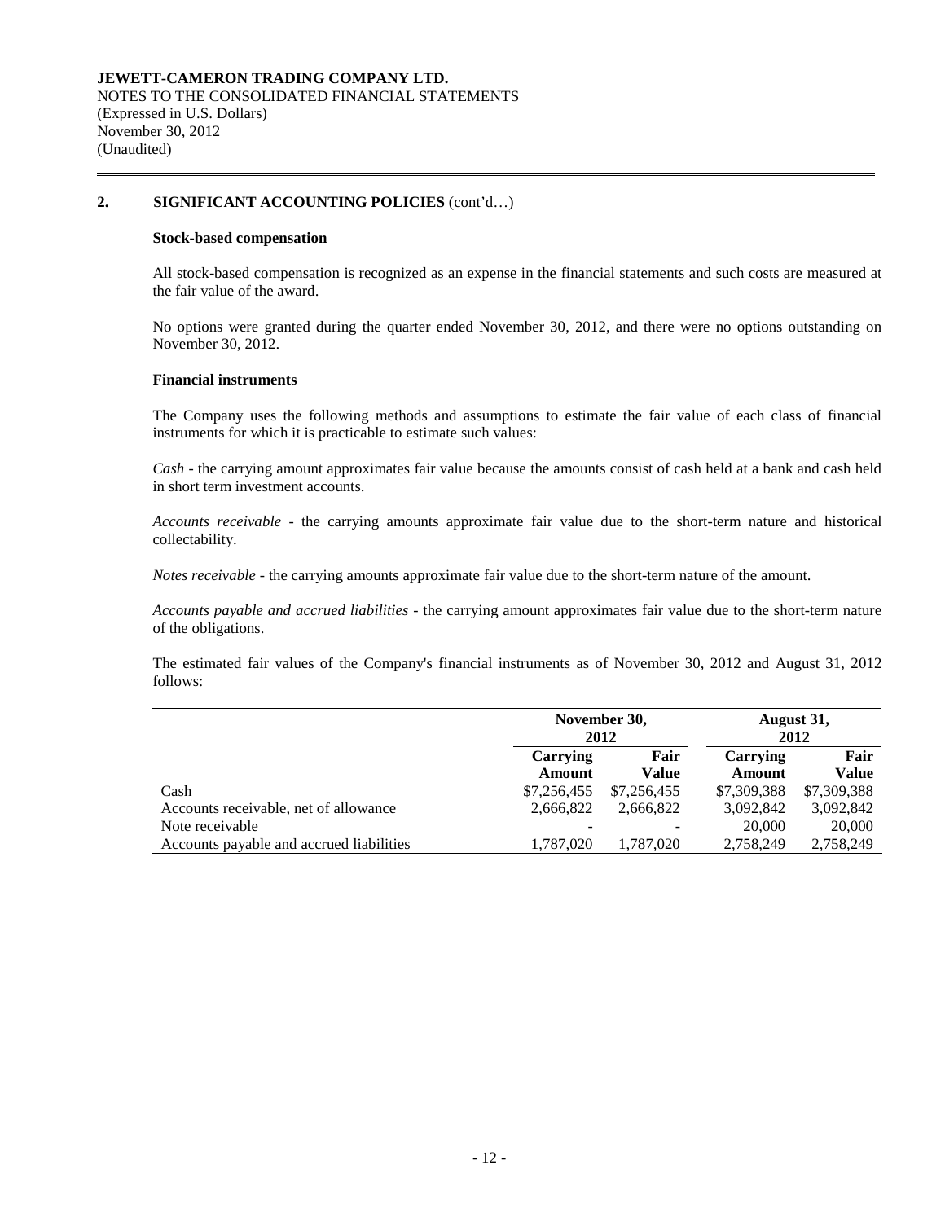**JEWETT-CAMERON TRADING COMPANY LTD.**
NOTES TO THE CONSOLIDATED FINANCIAL STATEMENTS
(Expressed in U.S. Dollars)
November 30, 2012
(Unaudited)

## 2. SIGNIFICANT ACCOUNTING POLICIES (cont'd…)

### Stock-based compensation

All stock-based compensation is recognized as an expense in the financial statements and such costs are measured at the fair value of the award.

No options were granted during the quarter ended November 30, 2012, and there were no options outstanding on November 30, 2012.

### Financial instruments

The Company uses the following methods and assumptions to estimate the fair value of each class of financial instruments for which it is practicable to estimate such values:

*Cash* - the carrying amount approximates fair value because the amounts consist of cash held at a bank and cash held in short term investment accounts.

*Accounts receivable* - the carrying amounts approximate fair value due to the short-term nature and historical collectability.

*Notes receivable* - the carrying amounts approximate fair value due to the short-term nature of the amount.

*Accounts payable and accrued liabilities* - the carrying amount approximates fair value due to the short-term nature of the obligations.

The estimated fair values of the Company's financial instruments as of November 30, 2012 and August 31, 2012 follows:

| | November 30, 2012 | | August 31, 2012 | |
|---|---|---|---|---|
| | Carrying Amount | Fair Value | Carrying Amount | Fair Value |
| Cash | $7,256,455 | $7,256,455 | $7,309,388 | $7,309,388 |
| Accounts receivable, net of allowance | 2,666,822 | 2,666,822 | 3,092,842 | 3,092,842 |
| Note receivable | - | - | 20,000 | 20,000 |
| Accounts payable and accrued liabilities | 1,787,020 | 1,787,020 | 2,758,249 | 2,758,249 |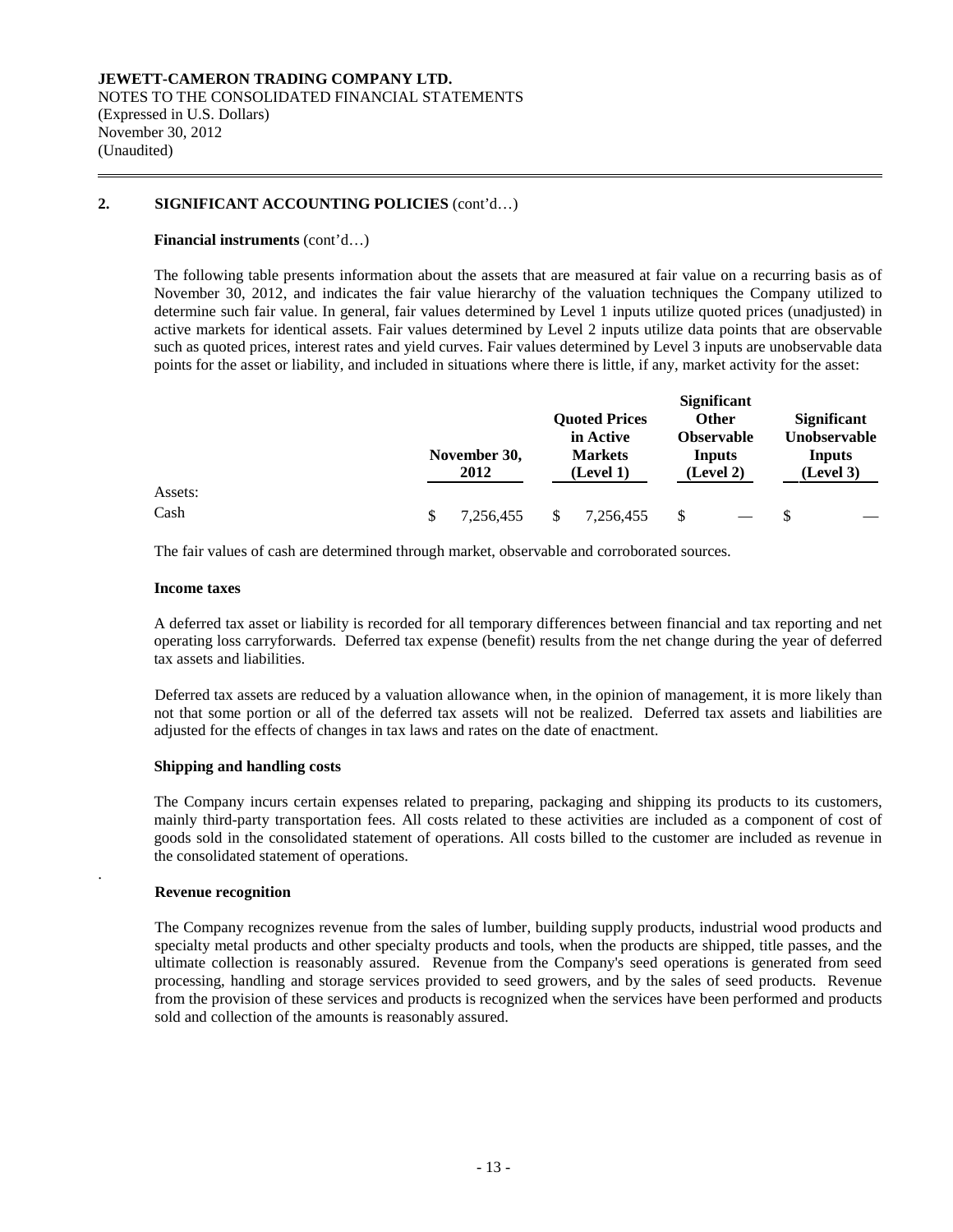JEWETT-CAMERON TRADING COMPANY LTD.
NOTES TO THE CONSOLIDATED FINANCIAL STATEMENTS
(Expressed in U.S. Dollars)
November 30, 2012
(Unaudited)

## 2. SIGNIFICANT ACCOUNTING POLICIES (cont'd…)

**Financial instruments** (cont'd…)

The following table presents information about the assets that are measured at fair value on a recurring basis as of November 30, 2012, and indicates the fair value hierarchy of the valuation techniques the Company utilized to determine such fair value. In general, fair values determined by Level 1 inputs utilize quoted prices (unadjusted) in active markets for identical assets. Fair values determined by Level 2 inputs utilize data points that are observable such as quoted prices, interest rates and yield curves. Fair values determined by Level 3 inputs are unobservable data points for the asset or liability, and included in situations where there is little, if any, market activity for the asset:

| | November 30, 2012 | Quoted Prices in Active Markets (Level 1) | Significant Other Observable Inputs (Level 2) | Significant Unobservable Inputs (Level 3) |
|---|---|---|---|---|
| Assets: | | | | |
| Cash | $ 7,256,455 | $ 7,256,455 | $ — | $ — |

The fair values of cash are determined through market, observable and corroborated sources.

**Income taxes**

A deferred tax asset or liability is recorded for all temporary differences between financial and tax reporting and net operating loss carryforwards. Deferred tax expense (benefit) results from the net change during the year of deferred tax assets and liabilities.

Deferred tax assets are reduced by a valuation allowance when, in the opinion of management, it is more likely than not that some portion or all of the deferred tax assets will not be realized. Deferred tax assets and liabilities are adjusted for the effects of changes in tax laws and rates on the date of enactment.

**Shipping and handling costs**

The Company incurs certain expenses related to preparing, packaging and shipping its products to its customers, mainly third-party transportation fees. All costs related to these activities are included as a component of cost of goods sold in the consolidated statement of operations. All costs billed to the customer are included as revenue in the consolidated statement of operations.

**Revenue recognition**

The Company recognizes revenue from the sales of lumber, building supply products, industrial wood products and specialty metal products and other specialty products and tools, when the products are shipped, title passes, and the ultimate collection is reasonably assured. Revenue from the Company's seed operations is generated from seed processing, handling and storage services provided to seed growers, and by the sales of seed products. Revenue from the provision of these services and products is recognized when the services have been performed and products sold and collection of the amounts is reasonably assured.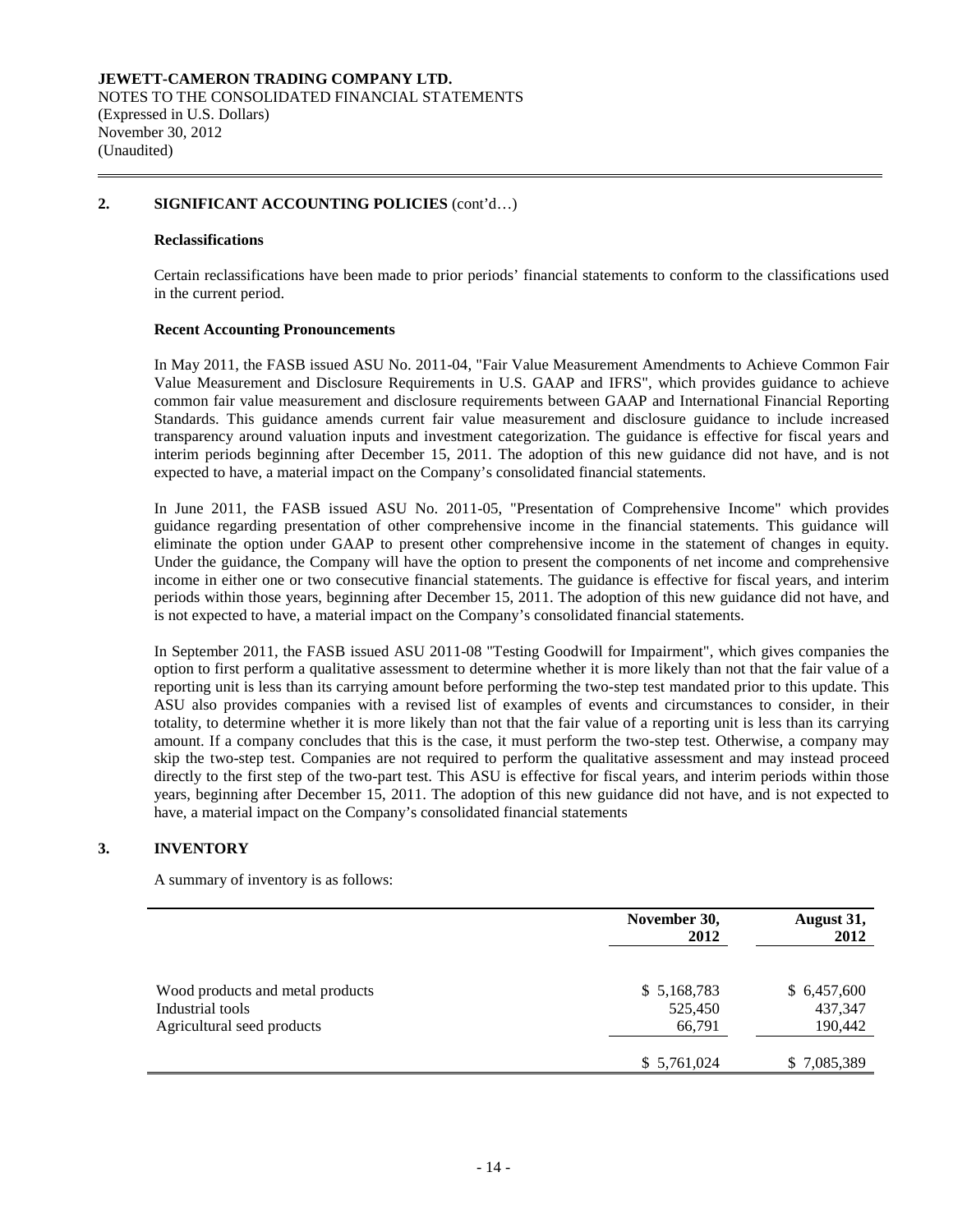## 2. SIGNIFICANT ACCOUNTING POLICIES (cont'd…)

### Reclassifications

Certain reclassifications have been made to prior periods' financial statements to conform to the classifications used in the current period.

### Recent Accounting Pronouncements

In May 2011, the FASB issued ASU No. 2011-04, "Fair Value Measurement Amendments to Achieve Common Fair Value Measurement and Disclosure Requirements in U.S. GAAP and IFRS", which provides guidance to achieve common fair value measurement and disclosure requirements between GAAP and International Financial Reporting Standards. This guidance amends current fair value measurement and disclosure guidance to include increased transparency around valuation inputs and investment categorization. The guidance is effective for fiscal years and interim periods beginning after December 15, 2011. The adoption of this new guidance did not have, and is not expected to have, a material impact on the Company's consolidated financial statements.

In June 2011, the FASB issued ASU No. 2011-05, "Presentation of Comprehensive Income" which provides guidance regarding presentation of other comprehensive income in the financial statements. This guidance will eliminate the option under GAAP to present other comprehensive income in the statement of changes in equity. Under the guidance, the Company will have the option to present the components of net income and comprehensive income in either one or two consecutive financial statements. The guidance is effective for fiscal years, and interim periods within those years, beginning after December 15, 2011. The adoption of this new guidance did not have, and is not expected to have, a material impact on the Company's consolidated financial statements.

In September 2011, the FASB issued ASU 2011-08 "Testing Goodwill for Impairment", which gives companies the option to first perform a qualitative assessment to determine whether it is more likely than not that the fair value of a reporting unit is less than its carrying amount before performing the two-step test mandated prior to this update. This ASU also provides companies with a revised list of examples of events and circumstances to consider, in their totality, to determine whether it is more likely than not that the fair value of a reporting unit is less than its carrying amount. If a company concludes that this is the case, it must perform the two-step test. Otherwise, a company may skip the two-step test. Companies are not required to perform the qualitative assessment and may instead proceed directly to the first step of the two-part test. This ASU is effective for fiscal years, and interim periods within those years, beginning after December 15, 2011. The adoption of this new guidance did not have, and is not expected to have, a material impact on the Company's consolidated financial statements

## 3. INVENTORY

A summary of inventory is as follows:

| | November 30, 2012 | August 31, 2012 |
|---|---|---|
| Wood products and metal products | $ 5,168,783 | $ 6,457,600 |
| Industrial tools | 525,450 | 437,347 |
| Agricultural seed products | 66,791 | 190,442 |
| | $ 5,761,024 | $ 7,085,389 |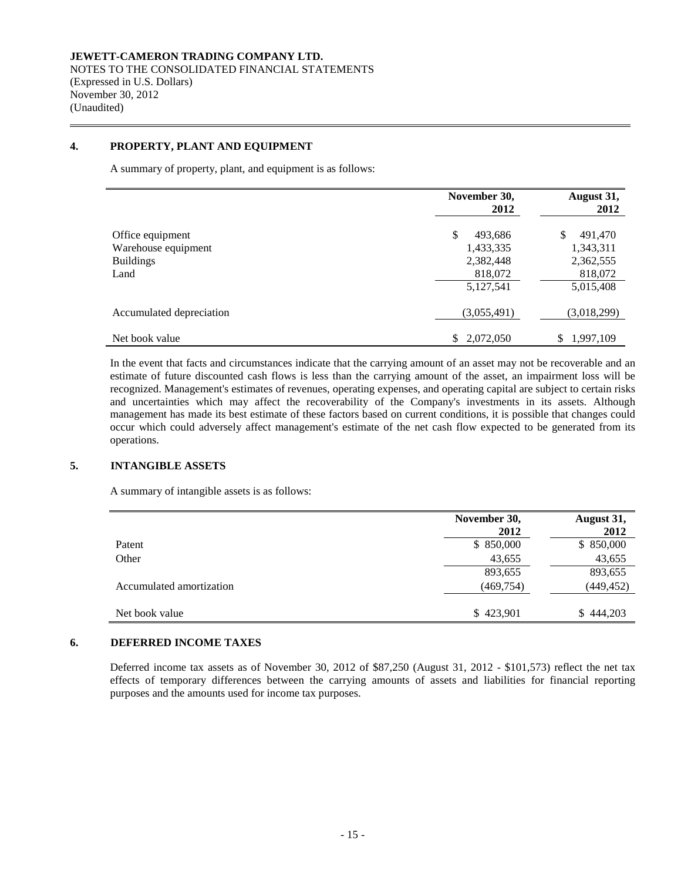**JEWETT-CAMERON TRADING COMPANY LTD.**
NOTES TO THE CONSOLIDATED FINANCIAL STATEMENTS
(Expressed in U.S. Dollars)
November 30, 2012
(Unaudited)

## 4. PROPERTY, PLANT AND EQUIPMENT

A summary of property, plant, and equipment is as follows:

| | November 30, 2012 | August 31, 2012 |
|---|---|---|
| Office equipment | $ 493,686 | $ 491,470 |
| Warehouse equipment | 1,433,335 | 1,343,311 |
| Buildings | 2,382,448 | 2,362,555 |
| Land | 818,072 | 818,072 |
| | 5,127,541 | 5,015,408 |
| Accumulated depreciation | (3,055,491) | (3,018,299) |
| Net book value | $ 2,072,050 | $ 1,997,109 |

In the event that facts and circumstances indicate that the carrying amount of an asset may not be recoverable and an estimate of future discounted cash flows is less than the carrying amount of the asset, an impairment loss will be recognized. Management's estimates of revenues, operating expenses, and operating capital are subject to certain risks and uncertainties which may affect the recoverability of the Company's investments in its assets. Although management has made its best estimate of these factors based on current conditions, it is possible that changes could occur which could adversely affect management's estimate of the net cash flow expected to be generated from its operations.

## 5. INTANGIBLE ASSETS

A summary of intangible assets is as follows:

| | November 30, 2012 | August 31, 2012 |
|---|---|---|
| Patent | $ 850,000 | $ 850,000 |
| Other | 43,655 | 43,655 |
| | 893,655 | 893,655 |
| Accumulated amortization | (469,754) | (449,452) |
| Net book value | $ 423,901 | $ 444,203 |

## 6. DEFERRED INCOME TAXES

Deferred income tax assets as of November 30, 2012 of $87,250 (August 31, 2012 - $101,573) reflect the net tax effects of temporary differences between the carrying amounts of assets and liabilities for financial reporting purposes and the amounts used for income tax purposes.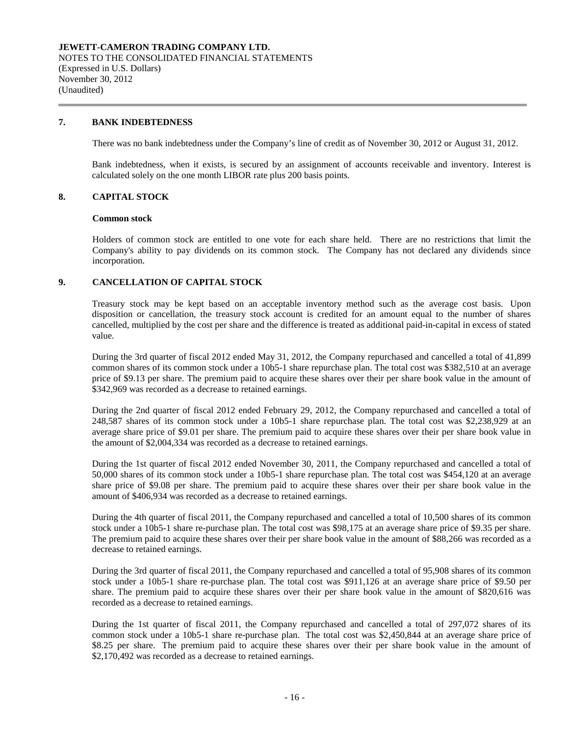**JEWETT-CAMERON TRADING COMPANY LTD.**
NOTES TO THE CONSOLIDATED FINANCIAL STATEMENTS
(Expressed in U.S. Dollars)
November 30, 2012
(Unaudited)

## 7. BANK INDEBTEDNESS

There was no bank indebtedness under the Company's line of credit as of November 30, 2012 or August 31, 2012.

Bank indebtedness, when it exists, is secured by an assignment of accounts receivable and inventory. Interest is calculated solely on the one month LIBOR rate plus 200 basis points.

## 8. CAPITAL STOCK

**Common stock**

Holders of common stock are entitled to one vote for each share held. There are no restrictions that limit the Company's ability to pay dividends on its common stock. The Company has not declared any dividends since incorporation.

## 9. CANCELLATION OF CAPITAL STOCK

Treasury stock may be kept based on an acceptable inventory method such as the average cost basis. Upon disposition or cancellation, the treasury stock account is credited for an amount equal to the number of shares cancelled, multiplied by the cost per share and the difference is treated as additional paid-in-capital in excess of stated value.

During the 3rd quarter of fiscal 2012 ended May 31, 2012, the Company repurchased and cancelled a total of 41,899 common shares of its common stock under a 10b5-1 share repurchase plan. The total cost was $382,510 at an average price of $9.13 per share. The premium paid to acquire these shares over their per share book value in the amount of $342,969 was recorded as a decrease to retained earnings.

During the 2nd quarter of fiscal 2012 ended February 29, 2012, the Company repurchased and cancelled a total of 248,587 shares of its common stock under a 10b5-1 share repurchase plan. The total cost was $2,238,929 at an average share price of $9.01 per share. The premium paid to acquire these shares over their per share book value in the amount of $2,004,334 was recorded as a decrease to retained earnings.

During the 1st quarter of fiscal 2012 ended November 30, 2011, the Company repurchased and cancelled a total of 50,000 shares of its common stock under a 10b5-1 share repurchase plan. The total cost was $454,120 at an average share price of $9.08 per share. The premium paid to acquire these shares over their per share book value in the amount of $406,934 was recorded as a decrease to retained earnings.

During the 4th quarter of fiscal 2011, the Company repurchased and cancelled a total of 10,500 shares of its common stock under a 10b5-1 share re-purchase plan. The total cost was $98,175 at an average share price of $9.35 per share. The premium paid to acquire these shares over their per share book value in the amount of $88,266 was recorded as a decrease to retained earnings.

During the 3rd quarter of fiscal 2011, the Company repurchased and cancelled a total of 95,908 shares of its common stock under a 10b5-1 share re-purchase plan. The total cost was $911,126 at an average share price of $9.50 per share. The premium paid to acquire these shares over their per share book value in the amount of $820,616 was recorded as a decrease to retained earnings.

During the 1st quarter of fiscal 2011, the Company repurchased and cancelled a total of 297,072 shares of its common stock under a 10b5-1 share re-purchase plan. The total cost was $2,450,844 at an average share price of $8.25 per share. The premium paid to acquire these shares over their per share book value in the amount of $2,170,492 was recorded as a decrease to retained earnings.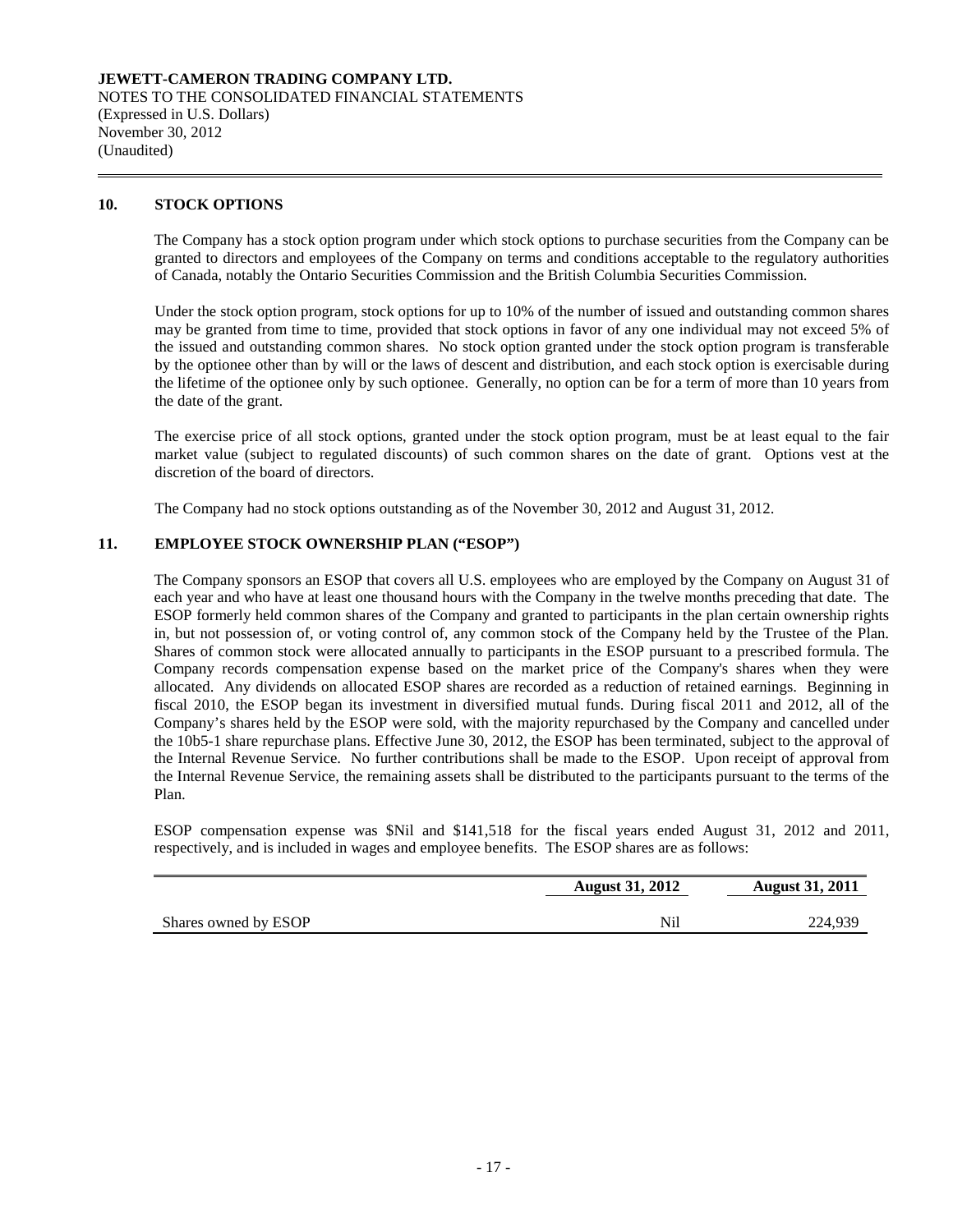**JEWETT-CAMERON TRADING COMPANY LTD.**
NOTES TO THE CONSOLIDATED FINANCIAL STATEMENTS
(Expressed in U.S. Dollars)
November 30, 2012
(Unaudited)

## 10. STOCK OPTIONS

The Company has a stock option program under which stock options to purchase securities from the Company can be granted to directors and employees of the Company on terms and conditions acceptable to the regulatory authorities of Canada, notably the Ontario Securities Commission and the British Columbia Securities Commission.

Under the stock option program, stock options for up to 10% of the number of issued and outstanding common shares may be granted from time to time, provided that stock options in favor of any one individual may not exceed 5% of the issued and outstanding common shares. No stock option granted under the stock option program is transferable by the optionee other than by will or the laws of descent and distribution, and each stock option is exercisable during the lifetime of the optionee only by such optionee. Generally, no option can be for a term of more than 10 years from the date of the grant.

The exercise price of all stock options, granted under the stock option program, must be at least equal to the fair market value (subject to regulated discounts) of such common shares on the date of grant. Options vest at the discretion of the board of directors.

The Company had no stock options outstanding as of the November 30, 2012 and August 31, 2012.

## 11. EMPLOYEE STOCK OWNERSHIP PLAN ("ESOP")

The Company sponsors an ESOP that covers all U.S. employees who are employed by the Company on August 31 of each year and who have at least one thousand hours with the Company in the twelve months preceding that date. The ESOP formerly held common shares of the Company and granted to participants in the plan certain ownership rights in, but not possession of, or voting control of, any common stock of the Company held by the Trustee of the Plan. Shares of common stock were allocated annually to participants in the ESOP pursuant to a prescribed formula. The Company records compensation expense based on the market price of the Company's shares when they were allocated. Any dividends on allocated ESOP shares are recorded as a reduction of retained earnings. Beginning in fiscal 2010, the ESOP began its investment in diversified mutual funds. During fiscal 2011 and 2012, all of the Company's shares held by the ESOP were sold, with the majority repurchased by the Company and cancelled under the 10b5-1 share repurchase plans. Effective June 30, 2012, the ESOP has been terminated, subject to the approval of the Internal Revenue Service. No further contributions shall be made to the ESOP. Upon receipt of approval from the Internal Revenue Service, the remaining assets shall be distributed to the participants pursuant to the terms of the Plan.

ESOP compensation expense was $Nil and $141,518 for the fiscal years ended August 31, 2012 and 2011, respectively, and is included in wages and employee benefits. The ESOP shares are as follows:

| | August 31, 2012 | August 31, 2011 |
|---|---|---|
| Shares owned by ESOP | Nil | 224,939 |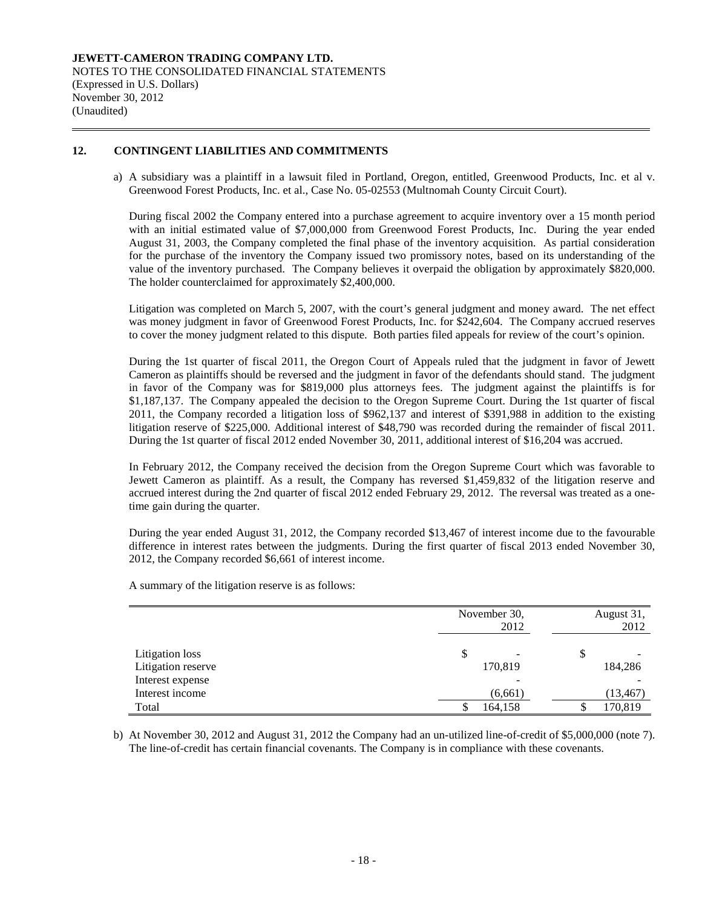**JEWETT-CAMERON TRADING COMPANY LTD.**
NOTES TO THE CONSOLIDATED FINANCIAL STATEMENTS
(Expressed in U.S. Dollars)
November 30, 2012
(Unaudited)

## 12. CONTINGENT LIABILITIES AND COMMITMENTS

a) A subsidiary was a plaintiff in a lawsuit filed in Portland, Oregon, entitled, Greenwood Products, Inc. et al v. Greenwood Forest Products, Inc. et al., Case No. 05-02553 (Multnomah County Circuit Court).

During fiscal 2002 the Company entered into a purchase agreement to acquire inventory over a 15 month period with an initial estimated value of $7,000,000 from Greenwood Forest Products, Inc. During the year ended August 31, 2003, the Company completed the final phase of the inventory acquisition. As partial consideration for the purchase of the inventory the Company issued two promissory notes, based on its understanding of the value of the inventory purchased. The Company believes it overpaid the obligation by approximately $820,000. The holder counterclaimed for approximately $2,400,000.

Litigation was completed on March 5, 2007, with the court's general judgment and money award. The net effect was money judgment in favor of Greenwood Forest Products, Inc. for $242,604. The Company accrued reserves to cover the money judgment related to this dispute. Both parties filed appeals for review of the court's opinion.

During the 1st quarter of fiscal 2011, the Oregon Court of Appeals ruled that the judgment in favor of Jewett Cameron as plaintiffs should be reversed and the judgment in favor of the defendants should stand. The judgment in favor of the Company was for $819,000 plus attorneys fees. The judgment against the plaintiffs is for $1,187,137. The Company appealed the decision to the Oregon Supreme Court. During the 1st quarter of fiscal 2011, the Company recorded a litigation loss of $962,137 and interest of $391,988 in addition to the existing litigation reserve of $225,000. Additional interest of $48,790 was recorded during the remainder of fiscal 2011. During the 1st quarter of fiscal 2012 ended November 30, 2011, additional interest of $16,204 was accrued.

In February 2012, the Company received the decision from the Oregon Supreme Court which was favorable to Jewett Cameron as plaintiff. As a result, the Company has reversed $1,459,832 of the litigation reserve and accrued interest during the 2nd quarter of fiscal 2012 ended February 29, 2012. The reversal was treated as a one-time gain during the quarter.

During the year ended August 31, 2012, the Company recorded $13,467 of interest income due to the favourable difference in interest rates between the judgments. During the first quarter of fiscal 2013 ended November 30, 2012, the Company recorded $6,661 of interest income.

A summary of the litigation reserve is as follows:

| | November 30, 2012 | August 31, 2012 |
|---|---|---|
| Litigation loss | $ - | $ - |
| Litigation reserve | 170,819 | 184,286 |
| Interest expense | - | - |
| Interest income | (6,661) | (13,467) |
| Total | $ 164,158 | $ 170,819 |

b) At November 30, 2012 and August 31, 2012 the Company had an un-utilized line-of-credit of $5,000,000 (note 7). The line-of-credit has certain financial covenants. The Company is in compliance with these covenants.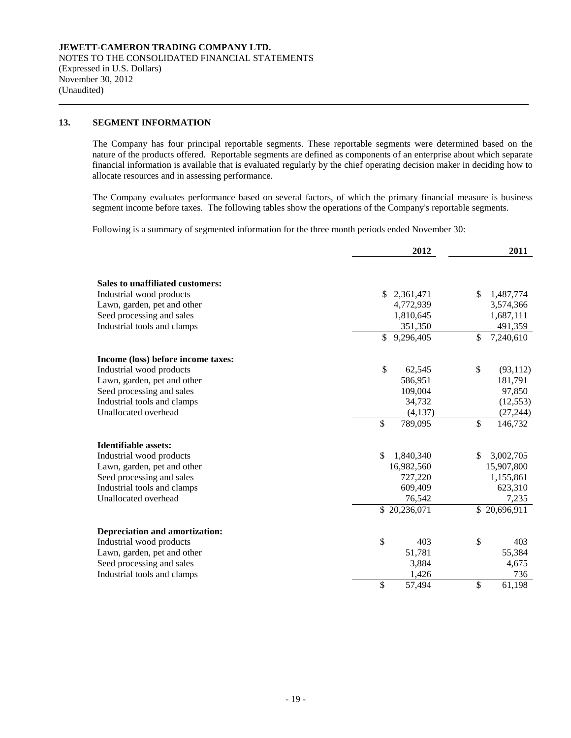**JEWETT-CAMERON TRADING COMPANY LTD.**
NOTES TO THE CONSOLIDATED FINANCIAL STATEMENTS
(Expressed in U.S. Dollars)
November 30, 2012
(Unaudited)

## 13. SEGMENT INFORMATION

The Company has four principal reportable segments. These reportable segments were determined based on the nature of the products offered. Reportable segments are defined as components of an enterprise about which separate financial information is available that is evaluated regularly by the chief operating decision maker in deciding how to allocate resources and in assessing performance.

The Company evaluates performance based on several factors, of which the primary financial measure is business segment income before taxes. The following tables show the operations of the Company's reportable segments.

Following is a summary of segmented information for the three month periods ended November 30:

| | 2012 | 2011 |
|---|---|---|
| **Sales to unaffiliated customers:** | | |
| Industrial wood products | $ 2,361,471 | $ 1,487,774 |
| Lawn, garden, pet and other | 4,772,939 | 3,574,366 |
| Seed processing and sales | 1,810,645 | 1,687,111 |
| Industrial tools and clamps | 351,350 | 491,359 |
| | $ 9,296,405 | $ 7,240,610 |
| **Income (loss) before income taxes:** | | |
| Industrial wood products | $ 62,545 | $ (93,112) |
| Lawn, garden, pet and other | 586,951 | 181,791 |
| Seed processing and sales | 109,004 | 97,850 |
| Industrial tools and clamps | 34,732 | (12,553) |
| Unallocated overhead | (4,137) | (27,244) |
| | $ 789,095 | $ 146,732 |
| **Identifiable assets:** | | |
| Industrial wood products | $ 1,840,340 | $ 3,002,705 |
| Lawn, garden, pet and other | 16,982,560 | 15,907,800 |
| Seed processing and sales | 727,220 | 1,155,861 |
| Industrial tools and clamps | 609,409 | 623,310 |
| Unallocated overhead | 76,542 | 7,235 |
| | $ 20,236,071 | $ 20,696,911 |
| **Depreciation and amortization:** | | |
| Industrial wood products | $ 403 | $ 403 |
| Lawn, garden, pet and other | 51,781 | 55,384 |
| Seed processing and sales | 3,884 | 4,675 |
| Industrial tools and clamps | 1,426 | 736 |
| | $ 57,494 | $ 61,198 |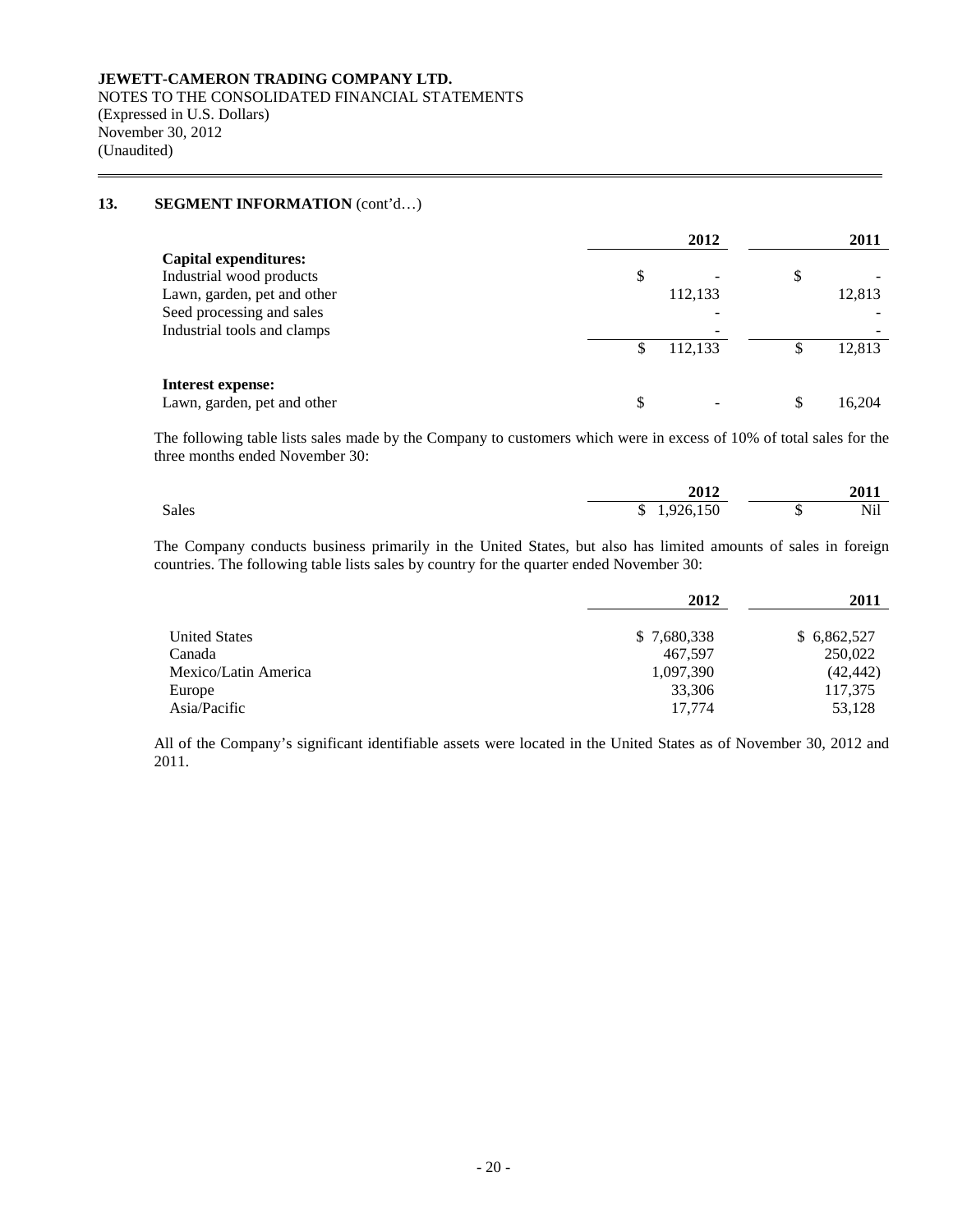## 13. SEGMENT INFORMATION (cont'd…)

| | 2012 | 2011 |
|---|---|---|
| **Capital expenditures:** | | |
| Industrial wood products | $ - | $ - |
| Lawn, garden, pet and other | 112,133 | 12,813 |
| Seed processing and sales | - | - |
| Industrial tools and clamps | - | - |
| | $ 112,133 | $ 12,813 |
| **Interest expense:** | | |
| Lawn, garden, pet and other | $ - | $ 16,204 |

The following table lists sales made by the Company to customers which were in excess of 10% of total sales for the three months ended November 30:

| | 2012 | 2011 |
|---|---|---|
| Sales | $ 1,926,150 | $ Nil |

The Company conducts business primarily in the United States, but also has limited amounts of sales in foreign countries. The following table lists sales by country for the quarter ended November 30:

| | 2012 | 2011 |
|---|---|---|
| United States | $ 7,680,338 | $ 6,862,527 |
| Canada | 467,597 | 250,022 |
| Mexico/Latin America | 1,097,390 | (42,442) |
| Europe | 33,306 | 117,375 |
| Asia/Pacific | 17,774 | 53,128 |

All of the Company's significant identifiable assets were located in the United States as of November 30, 2012 and 2011.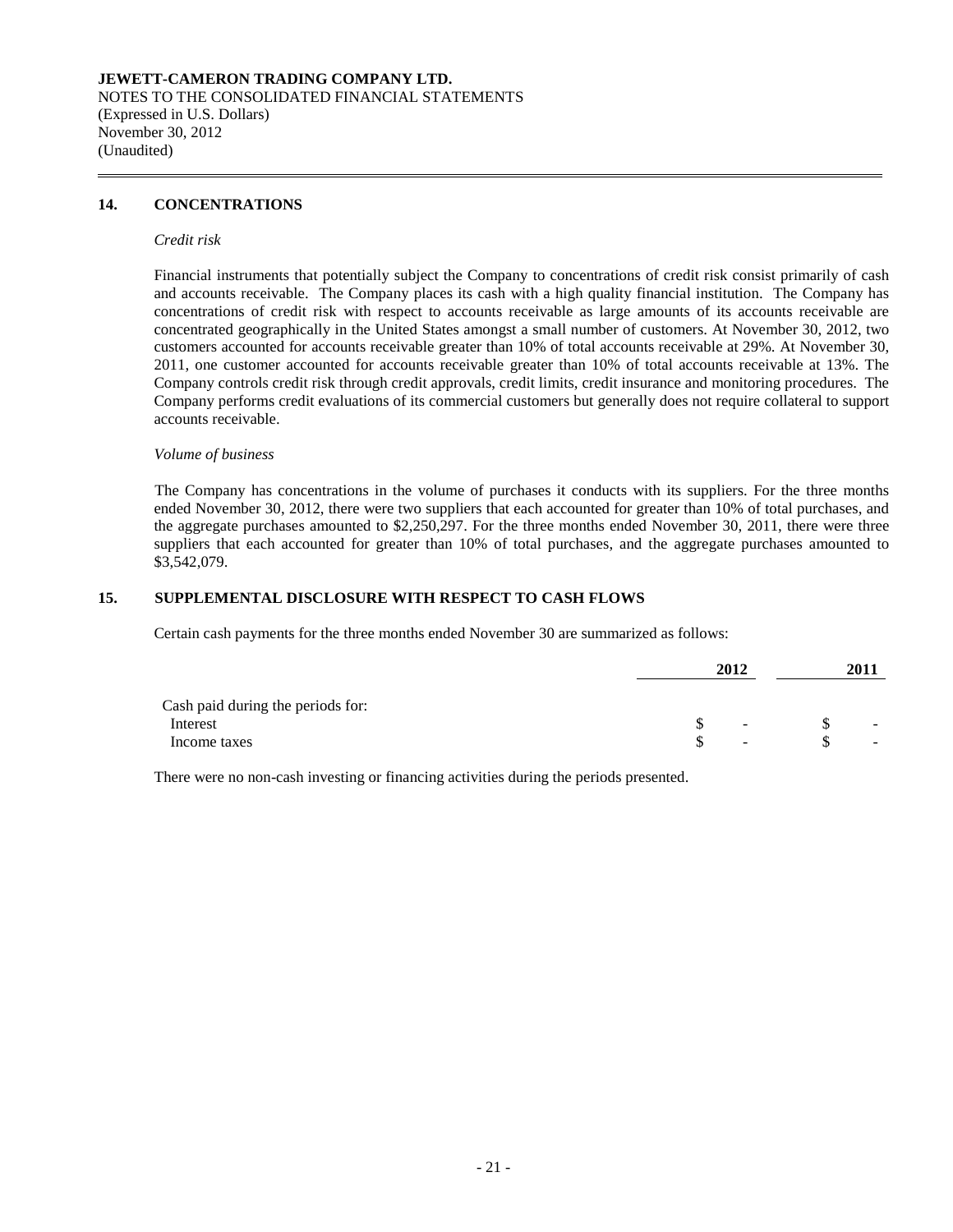**JEWETT-CAMERON TRADING COMPANY LTD.**
NOTES TO THE CONSOLIDATED FINANCIAL STATEMENTS
(Expressed in U.S. Dollars)
November 30, 2012
(Unaudited)

## 14. CONCENTRATIONS

*Credit risk*

Financial instruments that potentially subject the Company to concentrations of credit risk consist primarily of cash and accounts receivable. The Company places its cash with a high quality financial institution. The Company has concentrations of credit risk with respect to accounts receivable as large amounts of its accounts receivable are concentrated geographically in the United States amongst a small number of customers. At November 30, 2012, two customers accounted for accounts receivable greater than 10% of total accounts receivable at 29%. At November 30, 2011, one customer accounted for accounts receivable greater than 10% of total accounts receivable at 13%. The Company controls credit risk through credit approvals, credit limits, credit insurance and monitoring procedures. The Company performs credit evaluations of its commercial customers but generally does not require collateral to support accounts receivable.

*Volume of business*

The Company has concentrations in the volume of purchases it conducts with its suppliers. For the three months ended November 30, 2012, there were two suppliers that each accounted for greater than 10% of total purchases, and the aggregate purchases amounted to $2,250,297. For the three months ended November 30, 2011, there were three suppliers that each accounted for greater than 10% of total purchases, and the aggregate purchases amounted to $3,542,079.

## 15. SUPPLEMENTAL DISCLOSURE WITH RESPECT TO CASH FLOWS

Certain cash payments for the three months ended November 30 are summarized as follows:

| | 2012 | 2011 |
|---|---|---|
| Cash paid during the periods for: | | |
| Interest | $ - | $ - |
| Income taxes | $ - | $ - |

There were no non-cash investing or financing activities during the periods presented.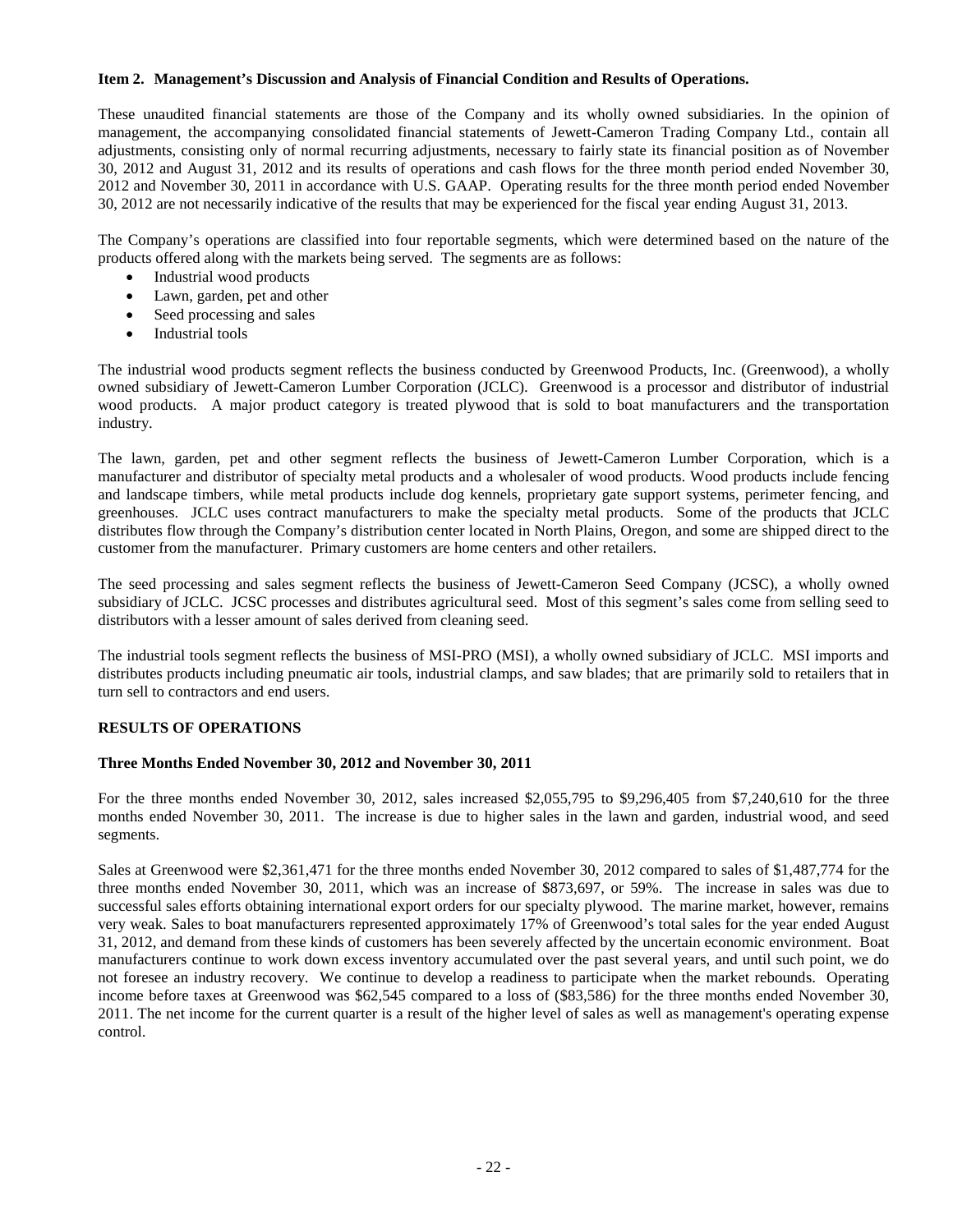### Item 2. Management's Discussion and Analysis of Financial Condition and Results of Operations.

These unaudited financial statements are those of the Company and its wholly owned subsidiaries. In the opinion of management, the accompanying consolidated financial statements of Jewett-Cameron Trading Company Ltd., contain all adjustments, consisting only of normal recurring adjustments, necessary to fairly state its financial position as of November 30, 2012 and August 31, 2012 and its results of operations and cash flows for the three month period ended November 30, 2012 and November 30, 2011 in accordance with U.S. GAAP. Operating results for the three month period ended November 30, 2012 are not necessarily indicative of the results that may be experienced for the fiscal year ending August 31, 2013.

The Company's operations are classified into four reportable segments, which were determined based on the nature of the products offered along with the markets being served. The segments are as follows:

- Industrial wood products
- Lawn, garden, pet and other
- Seed processing and sales
- Industrial tools

The industrial wood products segment reflects the business conducted by Greenwood Products, Inc. (Greenwood), a wholly owned subsidiary of Jewett-Cameron Lumber Corporation (JCLC). Greenwood is a processor and distributor of industrial wood products. A major product category is treated plywood that is sold to boat manufacturers and the transportation industry.

The lawn, garden, pet and other segment reflects the business of Jewett-Cameron Lumber Corporation, which is a manufacturer and distributor of specialty metal products and a wholesaler of wood products. Wood products include fencing and landscape timbers, while metal products include dog kennels, proprietary gate support systems, perimeter fencing, and greenhouses. JCLC uses contract manufacturers to make the specialty metal products. Some of the products that JCLC distributes flow through the Company's distribution center located in North Plains, Oregon, and some are shipped direct to the customer from the manufacturer. Primary customers are home centers and other retailers.

The seed processing and sales segment reflects the business of Jewett-Cameron Seed Company (JCSC), a wholly owned subsidiary of JCLC. JCSC processes and distributes agricultural seed. Most of this segment's sales come from selling seed to distributors with a lesser amount of sales derived from cleaning seed.

The industrial tools segment reflects the business of MSI-PRO (MSI), a wholly owned subsidiary of JCLC. MSI imports and distributes products including pneumatic air tools, industrial clamps, and saw blades; that are primarily sold to retailers that in turn sell to contractors and end users.

### RESULTS OF OPERATIONS

#### Three Months Ended November 30, 2012 and November 30, 2011

For the three months ended November 30, 2012, sales increased $2,055,795 to $9,296,405 from $7,240,610 for the three months ended November 30, 2011. The increase is due to higher sales in the lawn and garden, industrial wood, and seed segments.

Sales at Greenwood were $2,361,471 for the three months ended November 30, 2012 compared to sales of $1,487,774 for the three months ended November 30, 2011, which was an increase of $873,697, or 59%. The increase in sales was due to successful sales efforts obtaining international export orders for our specialty plywood. The marine market, however, remains very weak. Sales to boat manufacturers represented approximately 17% of Greenwood's total sales for the year ended August 31, 2012, and demand from these kinds of customers has been severely affected by the uncertain economic environment. Boat manufacturers continue to work down excess inventory accumulated over the past several years, and until such point, we do not foresee an industry recovery. We continue to develop a readiness to participate when the market rebounds. Operating income before taxes at Greenwood was $62,545 compared to a loss of ($83,586) for the three months ended November 30, 2011. The net income for the current quarter is a result of the higher level of sales as well as management's operating expense control.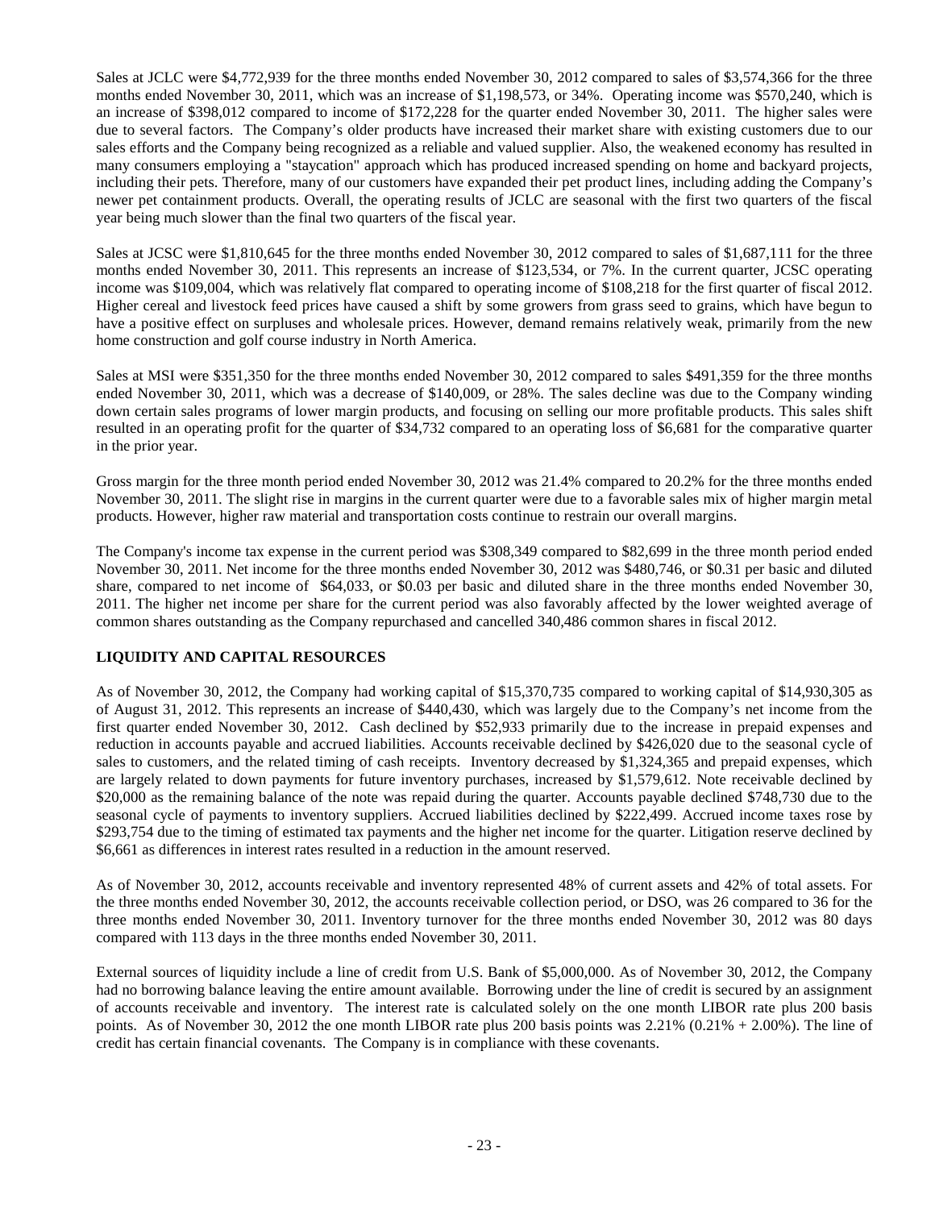Sales at JCLC were $4,772,939 for the three months ended November 30, 2012 compared to sales of $3,574,366 for the three months ended November 30, 2011, which was an increase of $1,198,573, or 34%. Operating income was $570,240, which is an increase of $398,012 compared to income of $172,228 for the quarter ended November 30, 2011. The higher sales were due to several factors. The Company's older products have increased their market share with existing customers due to our sales efforts and the Company being recognized as a reliable and valued supplier. Also, the weakened economy has resulted in many consumers employing a "staycation" approach which has produced increased spending on home and backyard projects, including their pets. Therefore, many of our customers have expanded their pet product lines, including adding the Company's newer pet containment products. Overall, the operating results of JCLC are seasonal with the first two quarters of the fiscal year being much slower than the final two quarters of the fiscal year.

Sales at JCSC were $1,810,645 for the three months ended November 30, 2012 compared to sales of $1,687,111 for the three months ended November 30, 2011. This represents an increase of $123,534, or 7%. In the current quarter, JCSC operating income was $109,004, which was relatively flat compared to operating income of $108,218 for the first quarter of fiscal 2012. Higher cereal and livestock feed prices have caused a shift by some growers from grass seed to grains, which have begun to have a positive effect on surpluses and wholesale prices. However, demand remains relatively weak, primarily from the new home construction and golf course industry in North America.

Sales at MSI were $351,350 for the three months ended November 30, 2012 compared to sales $491,359 for the three months ended November 30, 2011, which was a decrease of $140,009, or 28%. The sales decline was due to the Company winding down certain sales programs of lower margin products, and focusing on selling our more profitable products. This sales shift resulted in an operating profit for the quarter of $34,732 compared to an operating loss of $6,681 for the comparative quarter in the prior year.

Gross margin for the three month period ended November 30, 2012 was 21.4% compared to 20.2% for the three months ended November 30, 2011. The slight rise in margins in the current quarter were due to a favorable sales mix of higher margin metal products. However, higher raw material and transportation costs continue to restrain our overall margins.

The Company's income tax expense in the current period was $308,349 compared to $82,699 in the three month period ended November 30, 2011. Net income for the three months ended November 30, 2012 was $480,746, or $0.31 per basic and diluted share, compared to net income of $64,033, or $0.03 per basic and diluted share in the three months ended November 30, 2011. The higher net income per share for the current period was also favorably affected by the lower weighted average of common shares outstanding as the Company repurchased and cancelled 340,486 common shares in fiscal 2012.

## LIQUIDITY AND CAPITAL RESOURCES

As of November 30, 2012, the Company had working capital of $15,370,735 compared to working capital of $14,930,305 as of August 31, 2012. This represents an increase of $440,430, which was largely due to the Company's net income from the first quarter ended November 30, 2012. Cash declined by $52,933 primarily due to the increase in prepaid expenses and reduction in accounts payable and accrued liabilities. Accounts receivable declined by $426,020 due to the seasonal cycle of sales to customers, and the related timing of cash receipts. Inventory decreased by $1,324,365 and prepaid expenses, which are largely related to down payments for future inventory purchases, increased by $1,579,612. Note receivable declined by $20,000 as the remaining balance of the note was repaid during the quarter. Accounts payable declined $748,730 due to the seasonal cycle of payments to inventory suppliers. Accrued liabilities declined by $222,499. Accrued income taxes rose by $293,754 due to the timing of estimated tax payments and the higher net income for the quarter. Litigation reserve declined by $6,661 as differences in interest rates resulted in a reduction in the amount reserved.

As of November 30, 2012, accounts receivable and inventory represented 48% of current assets and 42% of total assets. For the three months ended November 30, 2012, the accounts receivable collection period, or DSO, was 26 compared to 36 for the three months ended November 30, 2011. Inventory turnover for the three months ended November 30, 2012 was 80 days compared with 113 days in the three months ended November 30, 2011.

External sources of liquidity include a line of credit from U.S. Bank of $5,000,000. As of November 30, 2012, the Company had no borrowing balance leaving the entire amount available. Borrowing under the line of credit is secured by an assignment of accounts receivable and inventory. The interest rate is calculated solely on the one month LIBOR rate plus 200 basis points. As of November 30, 2012 the one month LIBOR rate plus 200 basis points was 2.21% (0.21% + 2.00%). The line of credit has certain financial covenants. The Company is in compliance with these covenants.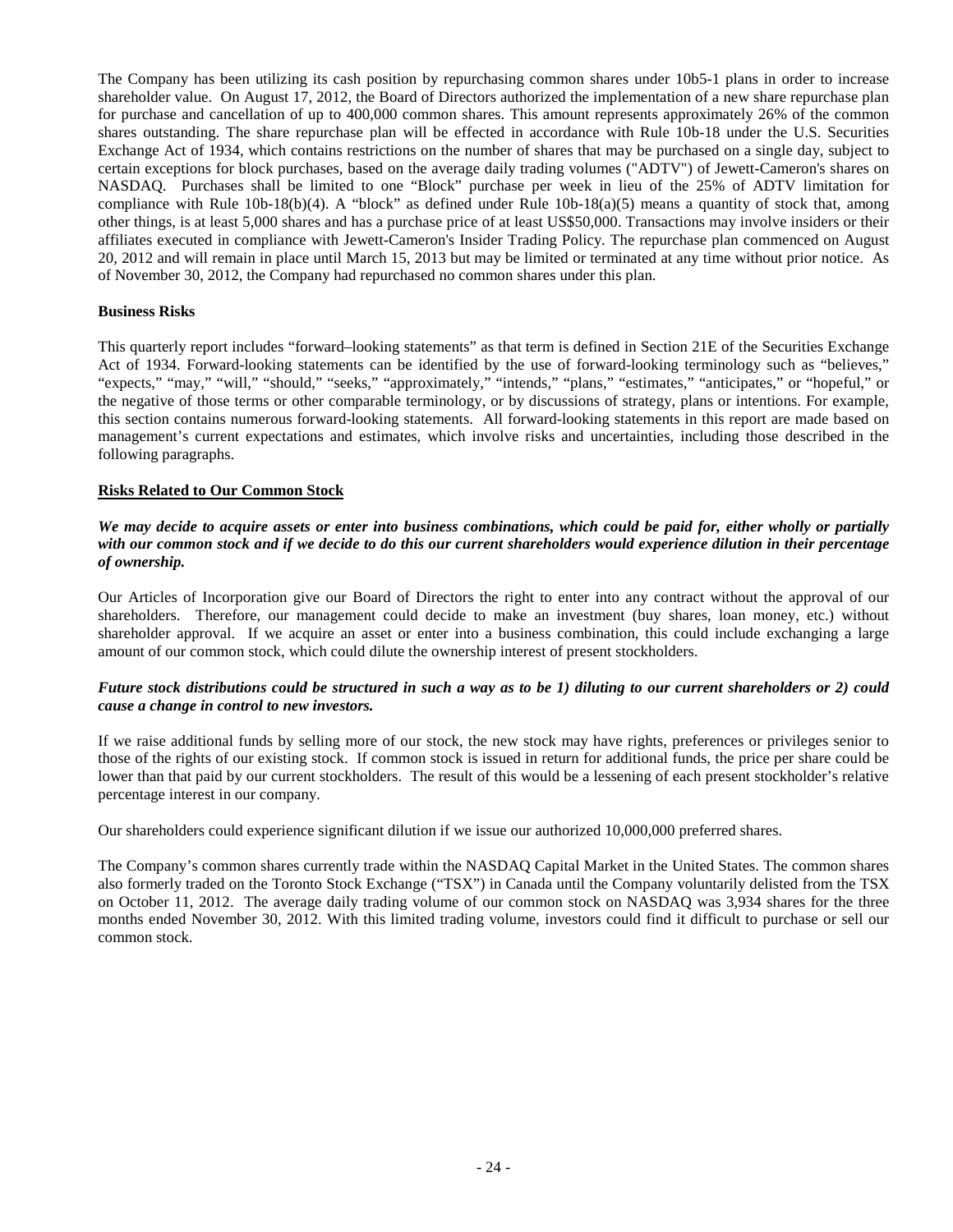The Company has been utilizing its cash position by repurchasing common shares under 10b5-1 plans in order to increase shareholder value. On August 17, 2012, the Board of Directors authorized the implementation of a new share repurchase plan for purchase and cancellation of up to 400,000 common shares. This amount represents approximately 26% of the common shares outstanding. The share repurchase plan will be effected in accordance with Rule 10b-18 under the U.S. Securities Exchange Act of 1934, which contains restrictions on the number of shares that may be purchased on a single day, subject to certain exceptions for block purchases, based on the average daily trading volumes ("ADTV") of Jewett-Cameron's shares on NASDAQ. Purchases shall be limited to one "Block" purchase per week in lieu of the 25% of ADTV limitation for compliance with Rule 10b-18(b)(4). A "block" as defined under Rule 10b-18(a)(5) means a quantity of stock that, among other things, is at least 5,000 shares and has a purchase price of at least US$50,000. Transactions may involve insiders or their affiliates executed in compliance with Jewett-Cameron's Insider Trading Policy. The repurchase plan commenced on August 20, 2012 and will remain in place until March 15, 2013 but may be limited or terminated at any time without prior notice. As of November 30, 2012, the Company had repurchased no common shares under this plan.

**Business Risks**

This quarterly report includes "forward–looking statements" as that term is defined in Section 21E of the Securities Exchange Act of 1934. Forward-looking statements can be identified by the use of forward-looking terminology such as "believes," "expects," "may," "will," "should," "seeks," "approximately," "intends," "plans," "estimates," "anticipates," or "hopeful," or the negative of those terms or other comparable terminology, or by discussions of strategy, plans or intentions. For example, this section contains numerous forward-looking statements. All forward-looking statements in this report are made based on management's current expectations and estimates, which involve risks and uncertainties, including those described in the following paragraphs.

**Risks Related to Our Common Stock**

***We may decide to acquire assets or enter into business combinations, which could be paid for, either wholly or partially with our common stock and if we decide to do this our current shareholders would experience dilution in their percentage of ownership.***

Our Articles of Incorporation give our Board of Directors the right to enter into any contract without the approval of our shareholders. Therefore, our management could decide to make an investment (buy shares, loan money, etc.) without shareholder approval. If we acquire an asset or enter into a business combination, this could include exchanging a large amount of our common stock, which could dilute the ownership interest of present stockholders.

***Future stock distributions could be structured in such a way as to be 1) diluting to our current shareholders or 2) could cause a change in control to new investors.***

If we raise additional funds by selling more of our stock, the new stock may have rights, preferences or privileges senior to those of the rights of our existing stock. If common stock is issued in return for additional funds, the price per share could be lower than that paid by our current stockholders. The result of this would be a lessening of each present stockholder's relative percentage interest in our company.

Our shareholders could experience significant dilution if we issue our authorized 10,000,000 preferred shares.

The Company's common shares currently trade within the NASDAQ Capital Market in the United States. The common shares also formerly traded on the Toronto Stock Exchange ("TSX") in Canada until the Company voluntarily delisted from the TSX on October 11, 2012. The average daily trading volume of our common stock on NASDAQ was 3,934 shares for the three months ended November 30, 2012. With this limited trading volume, investors could find it difficult to purchase or sell our common stock.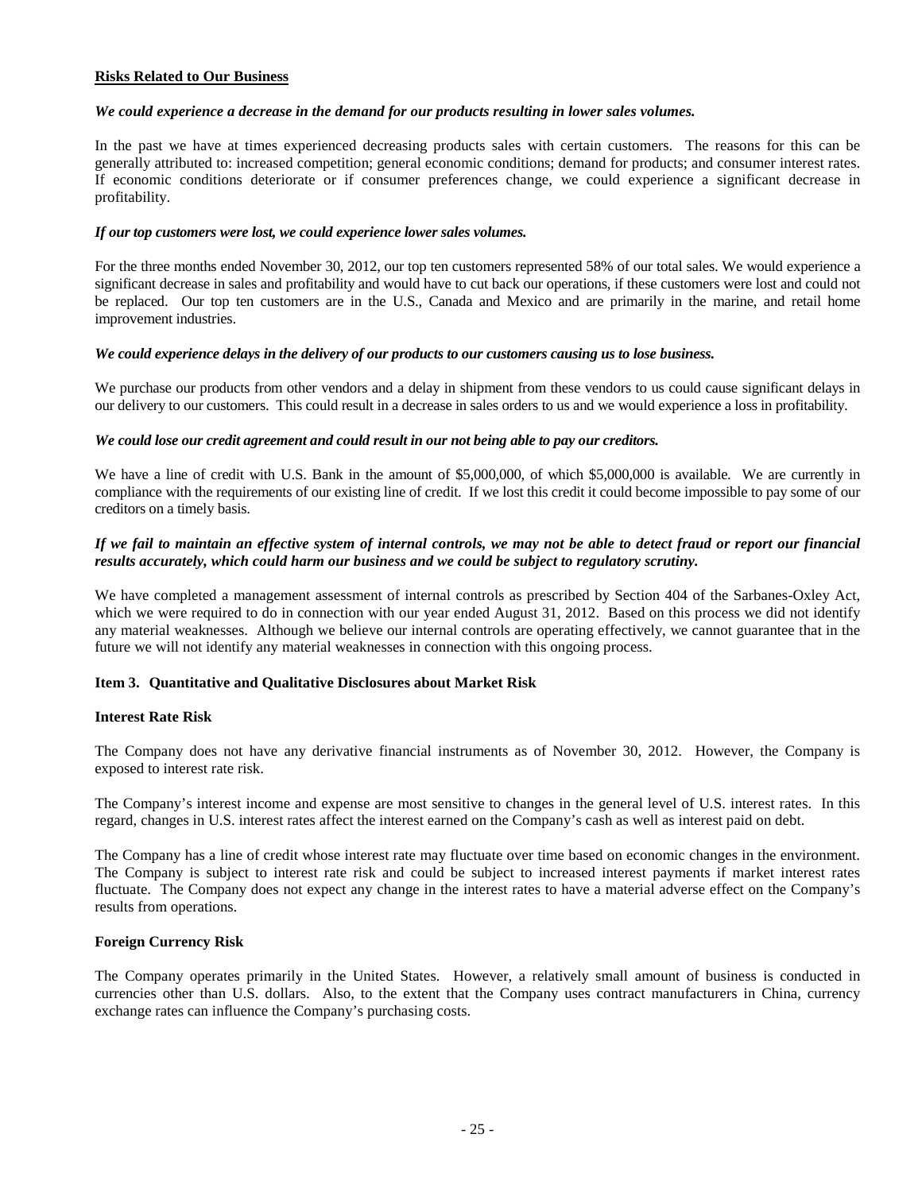**Risks Related to Our Business**

***We could experience a decrease in the demand for our products resulting in lower sales volumes.***

In the past we have at times experienced decreasing products sales with certain customers. The reasons for this can be generally attributed to: increased competition; general economic conditions; demand for products; and consumer interest rates. If economic conditions deteriorate or if consumer preferences change, we could experience a significant decrease in profitability.

***If our top customers were lost, we could experience lower sales volumes.***

For the three months ended November 30, 2012, our top ten customers represented 58% of our total sales. We would experience a significant decrease in sales and profitability and would have to cut back our operations, if these customers were lost and could not be replaced. Our top ten customers are in the U.S., Canada and Mexico and are primarily in the marine, and retail home improvement industries.

***We could experience delays in the delivery of our products to our customers causing us to lose business.***

We purchase our products from other vendors and a delay in shipment from these vendors to us could cause significant delays in our delivery to our customers. This could result in a decrease in sales orders to us and we would experience a loss in profitability.

***We could lose our credit agreement and could result in our not being able to pay our creditors.***

We have a line of credit with U.S. Bank in the amount of $5,000,000, of which $5,000,000 is available. We are currently in compliance with the requirements of our existing line of credit. If we lost this credit it could become impossible to pay some of our creditors on a timely basis.

***If we fail to maintain an effective system of internal controls, we may not be able to detect fraud or report our financial results accurately, which could harm our business and we could be subject to regulatory scrutiny.***

We have completed a management assessment of internal controls as prescribed by Section 404 of the Sarbanes-Oxley Act, which we were required to do in connection with our year ended August 31, 2012. Based on this process we did not identify any material weaknesses. Although we believe our internal controls are operating effectively, we cannot guarantee that in the future we will not identify any material weaknesses in connection with this ongoing process.

## Item 3. Quantitative and Qualitative Disclosures about Market Risk

### Interest Rate Risk

The Company does not have any derivative financial instruments as of November 30, 2012. However, the Company is exposed to interest rate risk.

The Company's interest income and expense are most sensitive to changes in the general level of U.S. interest rates. In this regard, changes in U.S. interest rates affect the interest earned on the Company's cash as well as interest paid on debt.

The Company has a line of credit whose interest rate may fluctuate over time based on economic changes in the environment. The Company is subject to interest rate risk and could be subject to increased interest payments if market interest rates fluctuate. The Company does not expect any change in the interest rates to have a material adverse effect on the Company's results from operations.

### Foreign Currency Risk

The Company operates primarily in the United States. However, a relatively small amount of business is conducted in currencies other than U.S. dollars. Also, to the extent that the Company uses contract manufacturers in China, currency exchange rates can influence the Company's purchasing costs.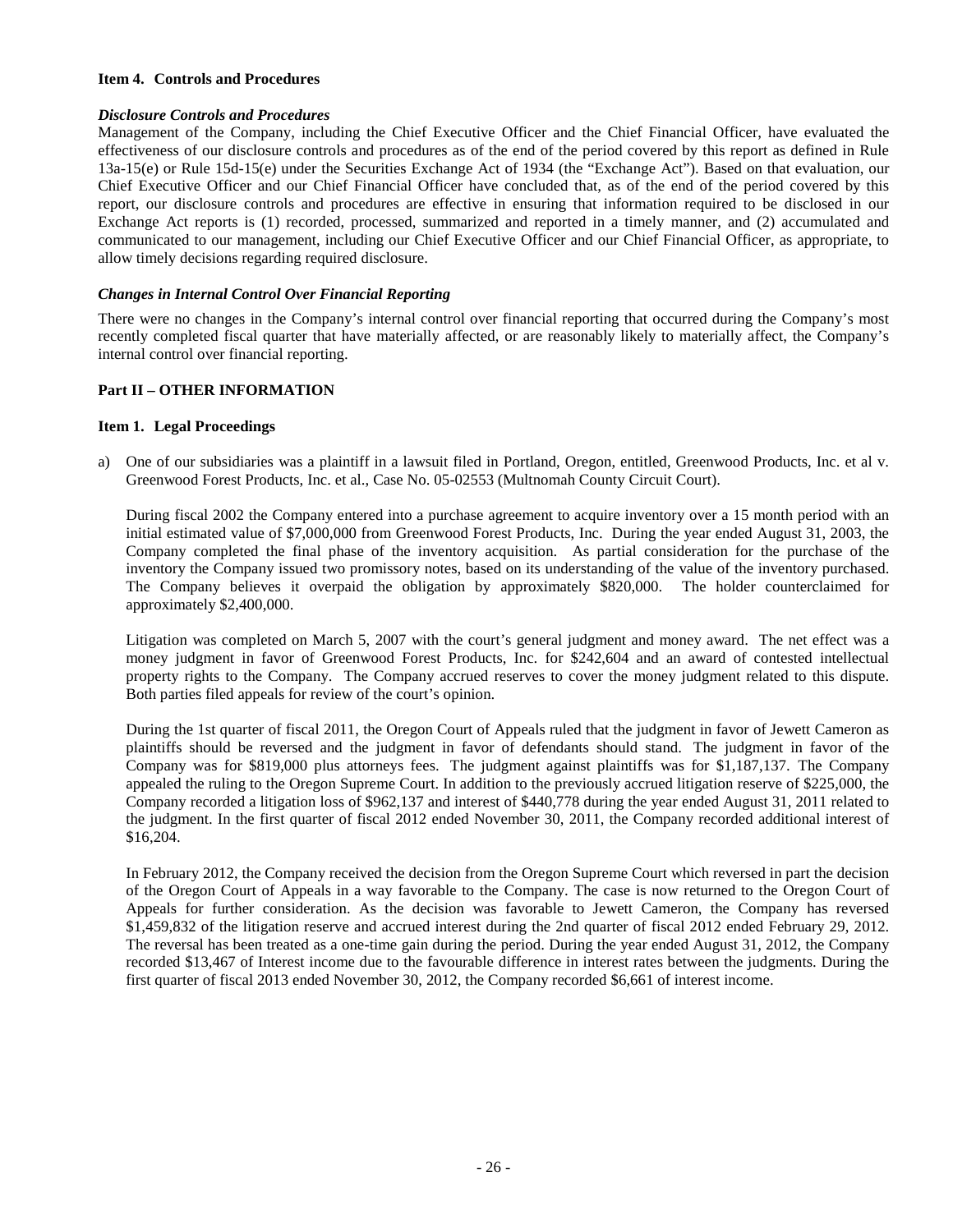**Item 4. Controls and Procedures**

***Disclosure Controls and Procedures***

Management of the Company, including the Chief Executive Officer and the Chief Financial Officer, have evaluated the effectiveness of our disclosure controls and procedures as of the end of the period covered by this report as defined in Rule 13a-15(e) or Rule 15d-15(e) under the Securities Exchange Act of 1934 (the "Exchange Act"). Based on that evaluation, our Chief Executive Officer and our Chief Financial Officer have concluded that, as of the end of the period covered by this report, our disclosure controls and procedures are effective in ensuring that information required to be disclosed in our Exchange Act reports is (1) recorded, processed, summarized and reported in a timely manner, and (2) accumulated and communicated to our management, including our Chief Executive Officer and our Chief Financial Officer, as appropriate, to allow timely decisions regarding required disclosure.

***Changes in Internal Control Over Financial Reporting***

There were no changes in the Company's internal control over financial reporting that occurred during the Company's most recently completed fiscal quarter that have materially affected, or are reasonably likely to materially affect, the Company's internal control over financial reporting.

**Part II – OTHER INFORMATION**

**Item 1. Legal Proceedings**

a) One of our subsidiaries was a plaintiff in a lawsuit filed in Portland, Oregon, entitled, Greenwood Products, Inc. et al v. Greenwood Forest Products, Inc. et al., Case No. 05-02553 (Multnomah County Circuit Court).

During fiscal 2002 the Company entered into a purchase agreement to acquire inventory over a 15 month period with an initial estimated value of $7,000,000 from Greenwood Forest Products, Inc. During the year ended August 31, 2003, the Company completed the final phase of the inventory acquisition. As partial consideration for the purchase of the inventory the Company issued two promissory notes, based on its understanding of the value of the inventory purchased. The Company believes it overpaid the obligation by approximately $820,000. The holder counterclaimed for approximately $2,400,000.

Litigation was completed on March 5, 2007 with the court's general judgment and money award. The net effect was a money judgment in favor of Greenwood Forest Products, Inc. for $242,604 and an award of contested intellectual property rights to the Company. The Company accrued reserves to cover the money judgment related to this dispute. Both parties filed appeals for review of the court's opinion.

During the 1st quarter of fiscal 2011, the Oregon Court of Appeals ruled that the judgment in favor of Jewett Cameron as plaintiffs should be reversed and the judgment in favor of defendants should stand. The judgment in favor of the Company was for $819,000 plus attorneys fees. The judgment against plaintiffs was for $1,187,137. The Company appealed the ruling to the Oregon Supreme Court. In addition to the previously accrued litigation reserve of $225,000, the Company recorded a litigation loss of $962,137 and interest of $440,778 during the year ended August 31, 2011 related to the judgment. In the first quarter of fiscal 2012 ended November 30, 2011, the Company recorded additional interest of $16,204.

In February 2012, the Company received the decision from the Oregon Supreme Court which reversed in part the decision of the Oregon Court of Appeals in a way favorable to the Company. The case is now returned to the Oregon Court of Appeals for further consideration. As the decision was favorable to Jewett Cameron, the Company has reversed $1,459,832 of the litigation reserve and accrued interest during the 2nd quarter of fiscal 2012 ended February 29, 2012. The reversal has been treated as a one-time gain during the period. During the year ended August 31, 2012, the Company recorded $13,467 of Interest income due to the favourable difference in interest rates between the judgments. During the first quarter of fiscal 2013 ended November 30, 2012, the Company recorded $6,661 of interest income.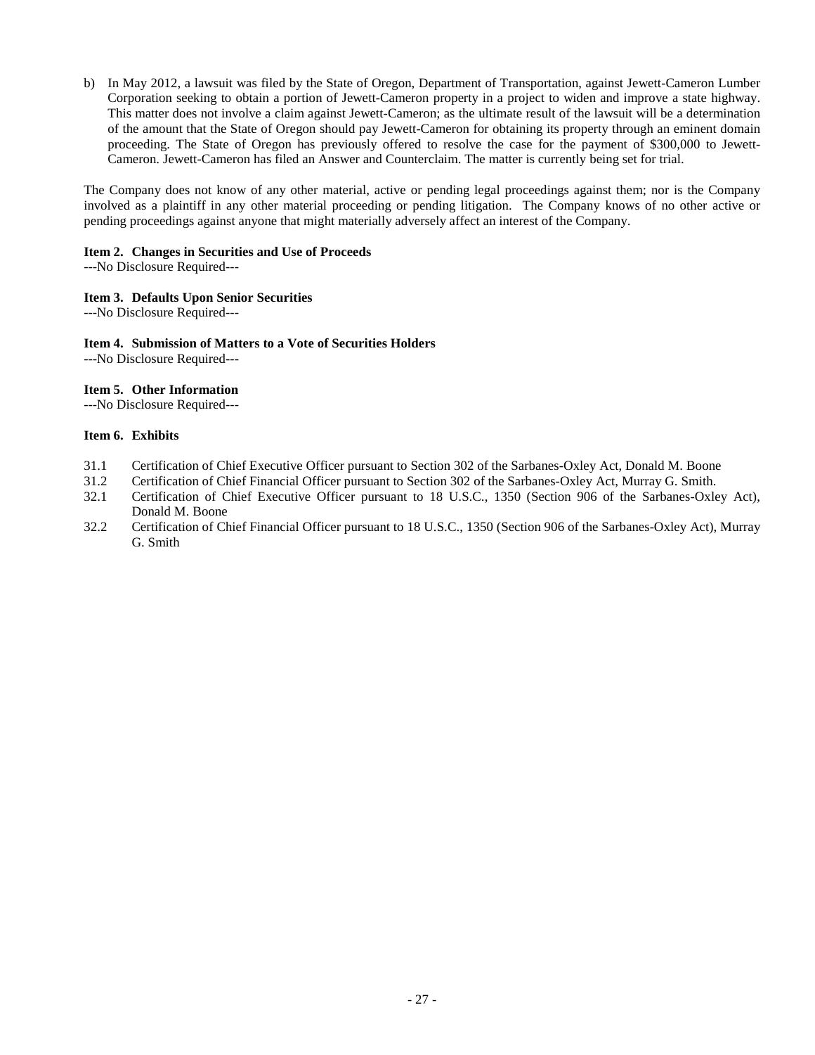b) In May 2012, a lawsuit was filed by the State of Oregon, Department of Transportation, against Jewett-Cameron Lumber Corporation seeking to obtain a portion of Jewett-Cameron property in a project to widen and improve a state highway. This matter does not involve a claim against Jewett-Cameron; as the ultimate result of the lawsuit will be a determination of the amount that the State of Oregon should pay Jewett-Cameron for obtaining its property through an eminent domain proceeding. The State of Oregon has previously offered to resolve the case for the payment of $300,000 to Jewett-Cameron. Jewett-Cameron has filed an Answer and Counterclaim. The matter is currently being set for trial.

The Company does not know of any other material, active or pending legal proceedings against them; nor is the Company involved as a plaintiff in any other material proceeding or pending litigation. The Company knows of no other active or pending proceedings against anyone that might materially adversely affect an interest of the Company.

**Item 2. Changes in Securities and Use of Proceeds**

---No Disclosure Required---

**Item 3. Defaults Upon Senior Securities**

---No Disclosure Required---

**Item 4. Submission of Matters to a Vote of Securities Holders**

---No Disclosure Required---

**Item 5. Other Information**

---No Disclosure Required---

**Item 6. Exhibits**

- 31.1 Certification of Chief Executive Officer pursuant to Section 302 of the Sarbanes-Oxley Act, Donald M. Boone
- 31.2 Certification of Chief Financial Officer pursuant to Section 302 of the Sarbanes-Oxley Act, Murray G. Smith.
- 32.1 Certification of Chief Executive Officer pursuant to 18 U.S.C., 1350 (Section 906 of the Sarbanes-Oxley Act), Donald M. Boone
- 32.2 Certification of Chief Financial Officer pursuant to 18 U.S.C., 1350 (Section 906 of the Sarbanes-Oxley Act), Murray G. Smith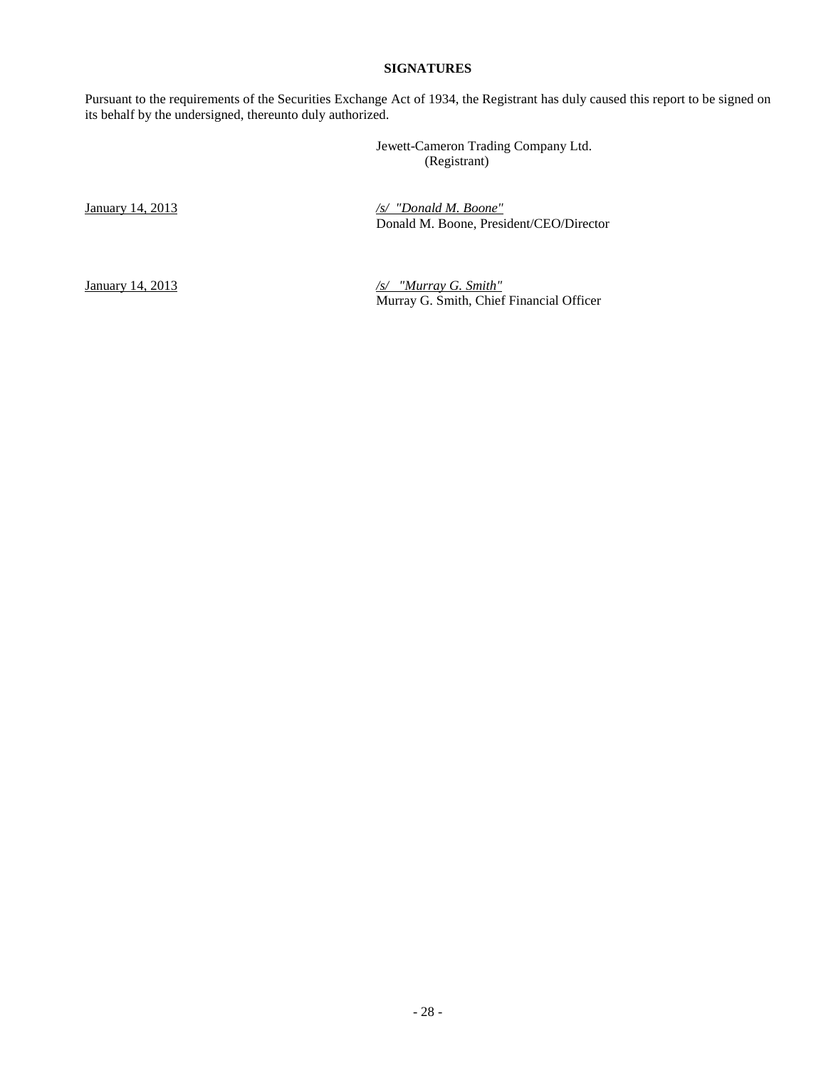**SIGNATURES**

Pursuant to the requirements of the Securities Exchange Act of 1934, the Registrant has duly caused this report to be signed on its behalf by the undersigned, thereunto duly authorized.

Jewett-Cameron Trading Company Ltd.
(Registrant)

January 14, 2013

*/s/ "Donald M. Boone"*
Donald M. Boone, President/CEO/Director

January 14, 2013

*/s/ "Murray G. Smith"*
Murray G. Smith, Chief Financial Officer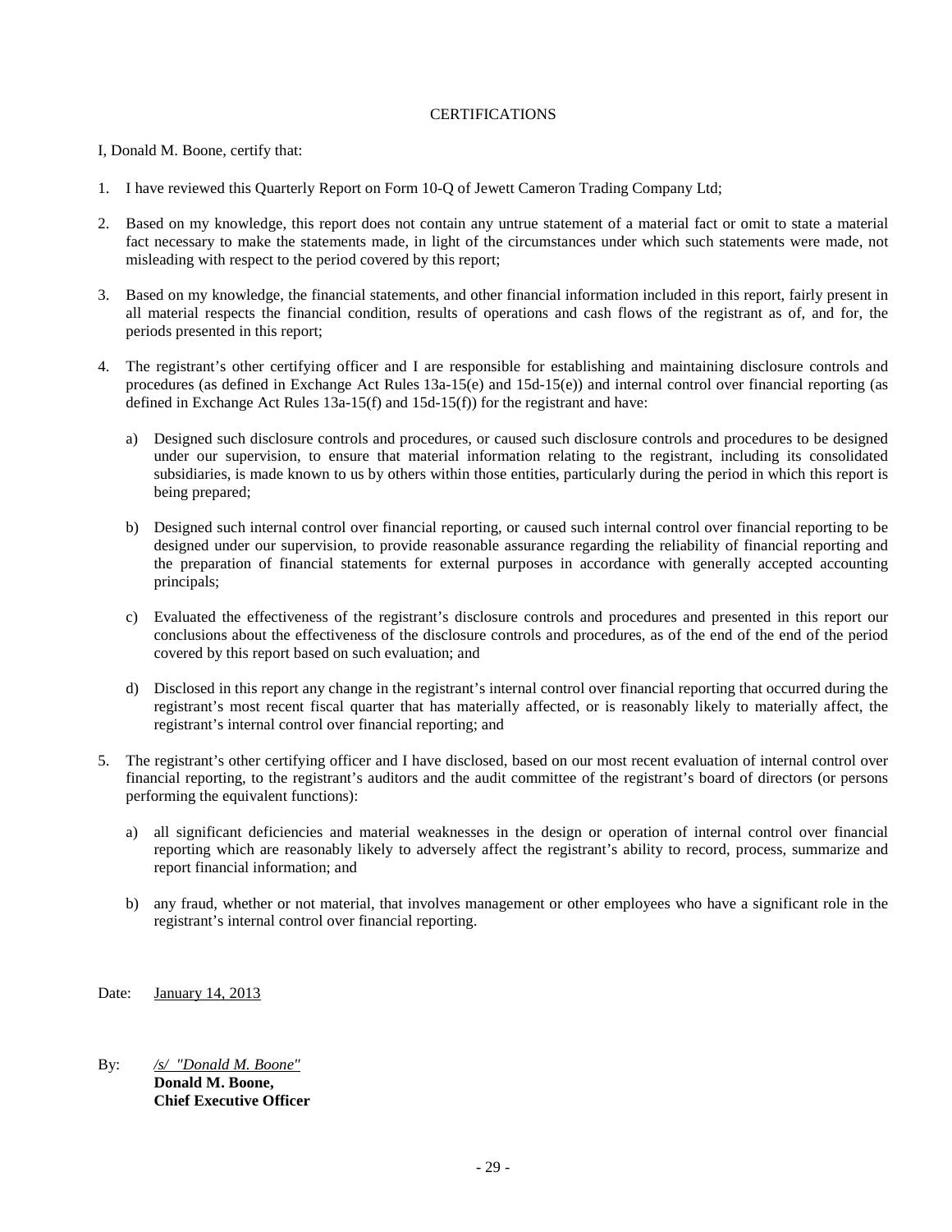CERTIFICATIONS

I, Donald M. Boone, certify that:

1. I have reviewed this Quarterly Report on Form 10-Q of Jewett Cameron Trading Company Ltd;

2. Based on my knowledge, this report does not contain any untrue statement of a material fact or omit to state a material fact necessary to make the statements made, in light of the circumstances under which such statements were made, not misleading with respect to the period covered by this report;

3. Based on my knowledge, the financial statements, and other financial information included in this report, fairly present in all material respects the financial condition, results of operations and cash flows of the registrant as of, and for, the periods presented in this report;

4. The registrant's other certifying officer and I are responsible for establishing and maintaining disclosure controls and procedures (as defined in Exchange Act Rules 13a-15(e) and 15d-15(e)) and internal control over financial reporting (as defined in Exchange Act Rules 13a-15(f) and 15d-15(f)) for the registrant and have:

   a) Designed such disclosure controls and procedures, or caused such disclosure controls and procedures to be designed under our supervision, to ensure that material information relating to the registrant, including its consolidated subsidiaries, is made known to us by others within those entities, particularly during the period in which this report is being prepared;

   b) Designed such internal control over financial reporting, or caused such internal control over financial reporting to be designed under our supervision, to provide reasonable assurance regarding the reliability of financial reporting and the preparation of financial statements for external purposes in accordance with generally accepted accounting principals;

   c) Evaluated the effectiveness of the registrant's disclosure controls and procedures and presented in this report our conclusions about the effectiveness of the disclosure controls and procedures, as of the end of the end of the period covered by this report based on such evaluation; and

   d) Disclosed in this report any change in the registrant's internal control over financial reporting that occurred during the registrant's most recent fiscal quarter that has materially affected, or is reasonably likely to materially affect, the registrant's internal control over financial reporting; and

5. The registrant's other certifying officer and I have disclosed, based on our most recent evaluation of internal control over financial reporting, to the registrant's auditors and the audit committee of the registrant's board of directors (or persons performing the equivalent functions):

   a) all significant deficiencies and material weaknesses in the design or operation of internal control over financial reporting which are reasonably likely to adversely affect the registrant's ability to record, process, summarize and report financial information; and

   b) any fraud, whether or not material, that involves management or other employees who have a significant role in the registrant's internal control over financial reporting.

Date: January 14, 2013

By: */s/ "Donald M. Boone"*
**Donald M. Boone,**
**Chief Executive Officer**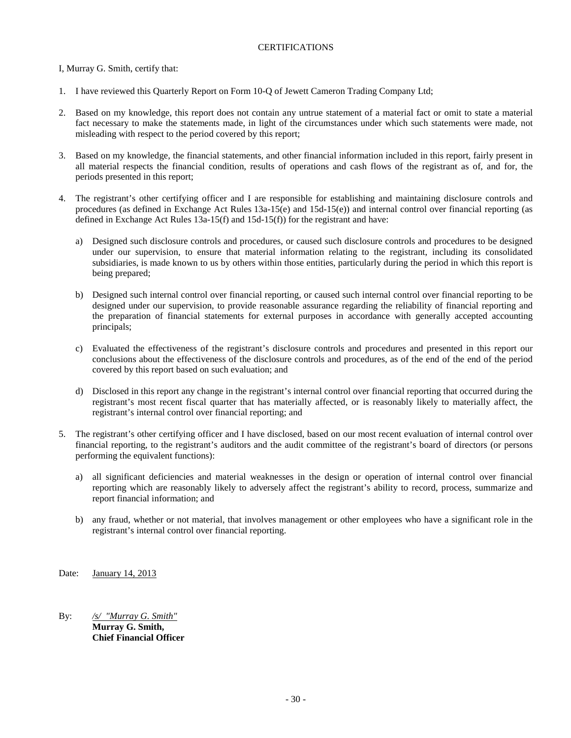CERTIFICATIONS

I, Murray G. Smith, certify that:

1. I have reviewed this Quarterly Report on Form 10-Q of Jewett Cameron Trading Company Ltd;

2. Based on my knowledge, this report does not contain any untrue statement of a material fact or omit to state a material fact necessary to make the statements made, in light of the circumstances under which such statements were made, not misleading with respect to the period covered by this report;

3. Based on my knowledge, the financial statements, and other financial information included in this report, fairly present in all material respects the financial condition, results of operations and cash flows of the registrant as of, and for, the periods presented in this report;

4. The registrant's other certifying officer and I are responsible for establishing and maintaining disclosure controls and procedures (as defined in Exchange Act Rules 13a-15(e) and 15d-15(e)) and internal control over financial reporting (as defined in Exchange Act Rules 13a-15(f) and 15d-15(f)) for the registrant and have:

   a) Designed such disclosure controls and procedures, or caused such disclosure controls and procedures to be designed under our supervision, to ensure that material information relating to the registrant, including its consolidated subsidiaries, is made known to us by others within those entities, particularly during the period in which this report is being prepared;

   b) Designed such internal control over financial reporting, or caused such internal control over financial reporting to be designed under our supervision, to provide reasonable assurance regarding the reliability of financial reporting and the preparation of financial statements for external purposes in accordance with generally accepted accounting principals;

   c) Evaluated the effectiveness of the registrant's disclosure controls and procedures and presented in this report our conclusions about the effectiveness of the disclosure controls and procedures, as of the end of the end of the period covered by this report based on such evaluation; and

   d) Disclosed in this report any change in the registrant's internal control over financial reporting that occurred during the registrant's most recent fiscal quarter that has materially affected, or is reasonably likely to materially affect, the registrant's internal control over financial reporting; and

5. The registrant's other certifying officer and I have disclosed, based on our most recent evaluation of internal control over financial reporting, to the registrant's auditors and the audit committee of the registrant's board of directors (or persons performing the equivalent functions):

   a) all significant deficiencies and material weaknesses in the design or operation of internal control over financial reporting which are reasonably likely to adversely affect the registrant's ability to record, process, summarize and report financial information; and

   b) any fraud, whether or not material, that involves management or other employees who have a significant role in the registrant's internal control over financial reporting.

Date: January 14, 2013

By: */s/ "Murray G. Smith"*
**Murray G. Smith,**
**Chief Financial Officer**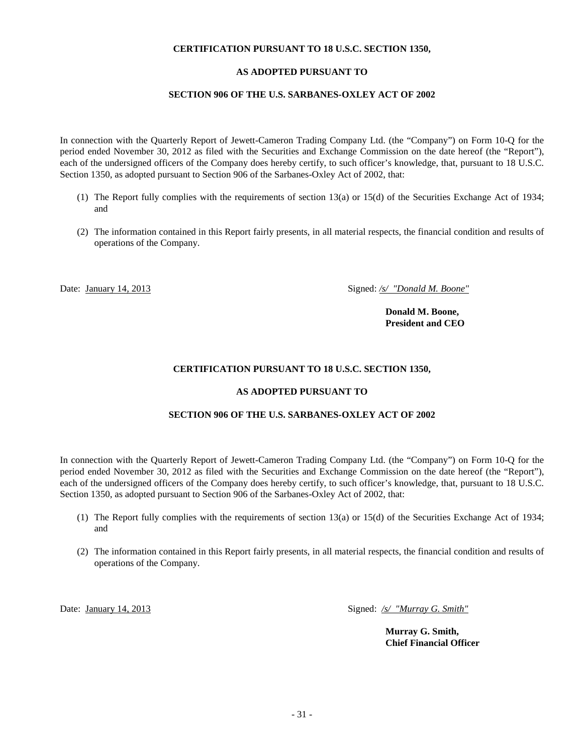**CERTIFICATION PURSUANT TO 18 U.S.C. SECTION 1350,**

**AS ADOPTED PURSUANT TO**

**SECTION 906 OF THE U.S. SARBANES-OXLEY ACT OF 2002**

In connection with the Quarterly Report of Jewett-Cameron Trading Company Ltd. (the "Company") on Form 10-Q for the period ended November 30, 2012 as filed with the Securities and Exchange Commission on the date hereof (the "Report"), each of the undersigned officers of the Company does hereby certify, to such officer's knowledge, that, pursuant to 18 U.S.C. Section 1350, as adopted pursuant to Section 906 of the Sarbanes-Oxley Act of 2002, that:

(1) The Report fully complies with the requirements of section 13(a) or 15(d) of the Securities Exchange Act of 1934; and

(2) The information contained in this Report fairly presents, in all material respects, the financial condition and results of operations of the Company.

Date: January 14, 2013

Signed: */s/ "Donald M. Boone"*

**Donald M. Boone,**
**President and CEO**

**CERTIFICATION PURSUANT TO 18 U.S.C. SECTION 1350,**

**AS ADOPTED PURSUANT TO**

**SECTION 906 OF THE U.S. SARBANES-OXLEY ACT OF 2002**

In connection with the Quarterly Report of Jewett-Cameron Trading Company Ltd. (the "Company") on Form 10-Q for the period ended November 30, 2012 as filed with the Securities and Exchange Commission on the date hereof (the "Report"), each of the undersigned officers of the Company does hereby certify, to such officer's knowledge, that, pursuant to 18 U.S.C. Section 1350, as adopted pursuant to Section 906 of the Sarbanes-Oxley Act of 2002, that:

(1) The Report fully complies with the requirements of section 13(a) or 15(d) of the Securities Exchange Act of 1934; and

(2) The information contained in this Report fairly presents, in all material respects, the financial condition and results of operations of the Company.

Date: January 14, 2013

Signed: */s/ "Murray G. Smith"*

**Murray G. Smith,**
**Chief Financial Officer**